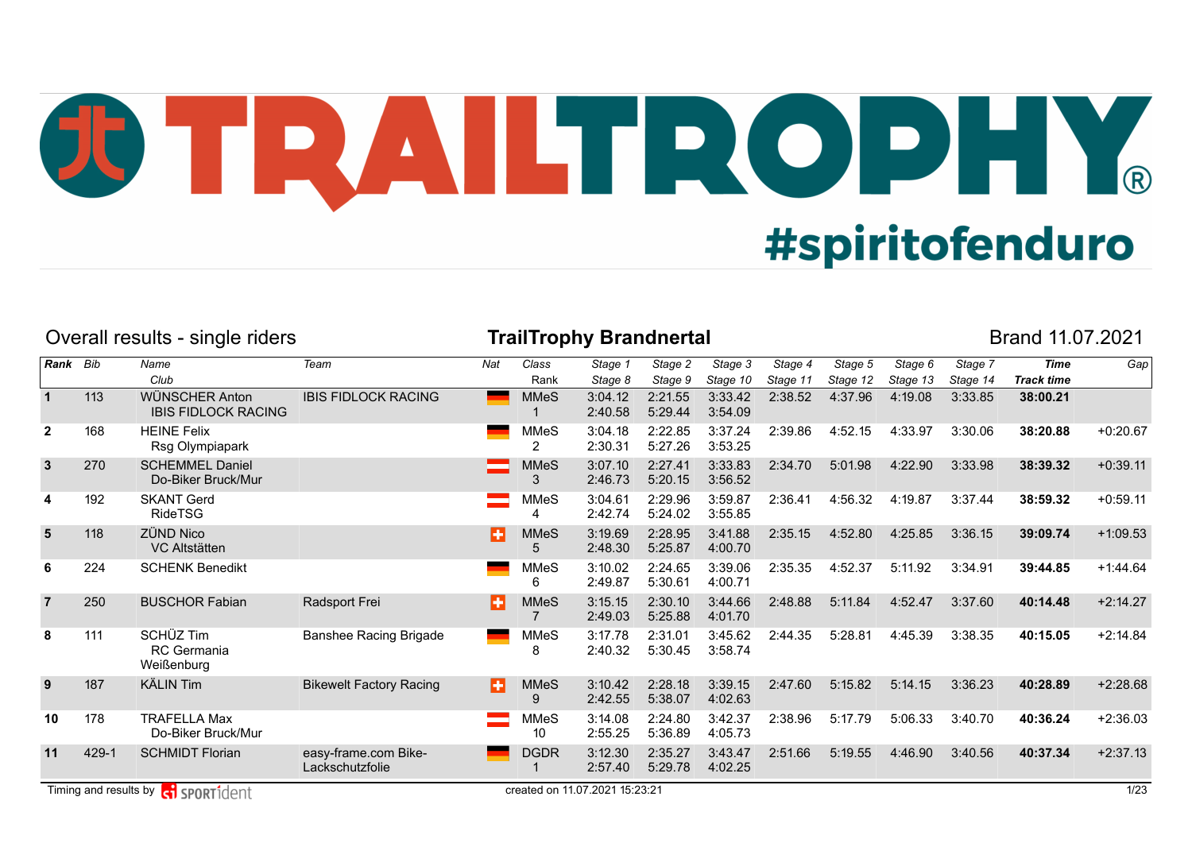# TRAILTROPHY

#spiritofenduro

Overall results - single riders | **TrailTrophy Brandnertal** | Brand 11.07.2021

| Rank | Bib | Name<br>Club | Team | Nat | Class<br>Rank | Stage 1<br>Stage 8 | Stage 2<br>Stage 9 | Stage 3<br>Stage 10 | Stage 4<br>Stage 11 | Stage 5<br>Stage 12 | Stage 6<br>Stage 13 | Stage 7<br>Stage 14 | Time<br>Track time | Gap |
|---|---|---|---|---|---|---|---|---|---|---|---|---|---|---|
| **1** | 113 | WÜNSCHER Anton<br>IBIS FIDLOCK RACING | IBIS FIDLOCK RACING | GER | MMeS<br>1 | 3:04.12<br>2:40.58 | 2:21.55<br>5:29.44 | 3:33.42<br>3:54.09 | 2:38.52 | 4:37.96 | 4:19.08 | 3:33.85 | **38:00.21** | |
| **2** | 168 | HEINE Felix<br>Rsg Olympiapark | | GER | MMeS<br>2 | 3:04.18<br>2:30.31 | 2:22.85<br>5:27.26 | 3:37.24<br>3:53.25 | 2:39.86 | 4:52.15 | 4:33.97 | 3:30.06 | **38:20.88** | +0:20.67 |
| **3** | 270 | SCHEMMEL Daniel<br>Do-Biker Bruck/Mur | | AUT | MMeS<br>3 | 3:07.10<br>2:46.73 | 2:27.41<br>5:20.15 | 3:33.83<br>3:56.52 | 2:34.70 | 5:01.98 | 4:22.90 | 3:33.98 | **38:39.32** | +0:39.11 |
| **4** | 192 | SKANT Gerd<br>RideTSG | | AUT | MMeS<br>4 | 3:04.61<br>2:42.74 | 2:29.96<br>5:24.02 | 3:59.87<br>3:55.85 | 2:36.41 | 4:56.32 | 4:19.87 | 3:37.44 | **38:59.32** | +0:59.11 |
| **5** | 118 | ZÜND Nico<br>VC Altstätten | | SUI | MMeS<br>5 | 3:19.69<br>2:48.30 | 2:28.95<br>5:25.87 | 3:41.88<br>4:00.70 | 2:35.15 | 4:52.80 | 4:25.85 | 3:36.15 | **39:09.74** | +1:09.53 |
| **6** | 224 | SCHENK Benedikt | | GER | MMeS<br>6 | 3:10.02<br>2:49.87 | 2:24.65<br>5:30.61 | 3:39.06<br>4:00.71 | 2:35.35 | 4:52.37 | 5:11.92 | 3:34.91 | **39:44.85** | +1:44.64 |
| **7** | 250 | BUSCHOR Fabian | Radsport Frei | SUI | MMeS<br>7 | 3:15.15<br>2:49.03 | 2:30.10<br>5:25.88 | 3:44.66<br>4:01.70 | 2:48.88 | 5:11.84 | 4:52.47 | 3:37.60 | **40:14.48** | +2:14.27 |
| **8** | 111 | SCHÜZ Tim<br>RC Germania Weißenburg | Banshee Racing Brigade | GER | MMeS<br>8 | 3:17.78<br>2:40.32 | 2:31.01<br>5:30.45 | 3:45.62<br>3:58.74 | 2:44.35 | 5:28.81 | 4:45.39 | 3:38.35 | **40:15.05** | +2:14.84 |
| **9** | 187 | KÄLIN Tim | Bikewelt Factory Racing | SUI | MMeS<br>9 | 3:10.42<br>2:42.55 | 2:28.18<br>5:38.07 | 3:39.15<br>4:02.63 | 2:47.60 | 5:15.82 | 5:14.15 | 3:36.23 | **40:28.89** | +2:28.68 |
| **10** | 178 | TRAFELLA Max<br>Do-Biker Bruck/Mur | | AUT | MMeS<br>10 | 3:14.08<br>2:55.25 | 2:24.80<br>5:36.89 | 3:42.37<br>4:05.73 | 2:38.96 | 5:17.79 | 5:06.33 | 3:40.70 | **40:36.24** | +2:36.03 |
| **11** | 429-1 | SCHMIDT Florian | easy-frame.com Bike-Lackschutzfolie | GER | DGDR<br>1 | 3:12.30<br>2:57.40 | 2:35.27<br>5:29.78 | 3:43.47<br>4:02.25 | 2:51.66 | 5:19.55 | 4:46.90 | 3:40.56 | **40:37.34** | +2:37.13 |

Timing and results by SPORTident | created on 11.07.2021 15:23:21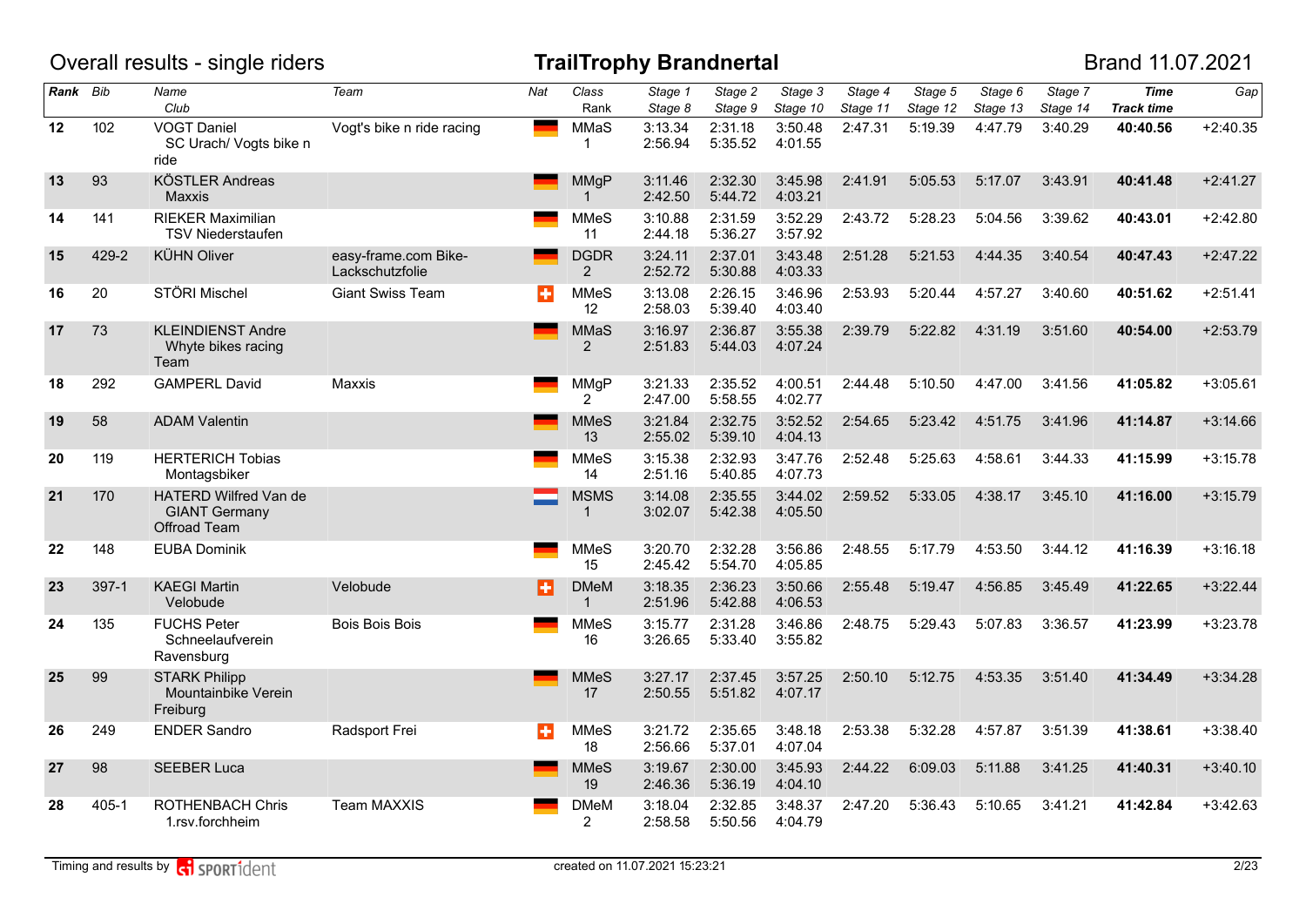Overall results - single riders

# TrailTrophy Brandnertal

Brand 11.07.2021

| Rank | Bib | Name / Club | Team | Nat | Class / Rank | Stage 1 / Stage 8 | Stage 2 / Stage 9 | Stage 3 / Stage 10 | Stage 4 / Stage 11 | Stage 5 / Stage 12 | Stage 6 / Stage 13 | Stage 7 / Stage 14 | Time / Track time | Gap |
|---|---|---|---|---|---|---|---|---|---|---|---|---|---|---|
| **12** | 102 | VOGT Daniel<br>SC Urach/ Vogts bike n ride | Vogt's bike n ride racing | GER | MMaS<br>1 | 3:13.34<br>2:56.94 | 2:31.18<br>5:35.52 | 3:50.48<br>4:01.55 | 2:47.31 | 5:19.39 | 4:47.79 | 3:40.29 | **40:40.56** | +2:40.35 |
| **13** | 93 | KÖSTLER Andreas<br>Maxxis | | GER | MMgP<br>1 | 3:11.46<br>2:42.50 | 2:32.30<br>5:44.72 | 3:45.98<br>4:03.21 | 2:41.91 | 5:05.53 | 5:17.07 | 3:43.91 | **40:41.48** | +2:41.27 |
| **14** | 141 | RIEKER Maximilian<br>TSV Niederstaufen | | GER | MMeS<br>11 | 3:10.88<br>2:44.18 | 2:31.59<br>5:36.27 | 3:52.29<br>3:57.92 | 2:43.72 | 5:28.23 | 5:04.56 | 3:39.62 | **40:43.01** | +2:42.80 |
| **15** | 429-2 | KÜHN Oliver | easy-frame.com Bike-Lackschutzfolie | GER | DGDR<br>2 | 3:24.11<br>2:52.72 | 2:37.01<br>5:30.88 | 3:43.48<br>4:03.33 | 2:51.28 | 5:21.53 | 4:44.35 | 3:40.54 | **40:47.43** | +2:47.22 |
| **16** | 20 | STÖRI Mischel | Giant Swiss Team | SUI | MMeS<br>12 | 3:13.08<br>2:58.03 | 2:26.15<br>5:39.40 | 3:46.96<br>4:03.40 | 2:53.93 | 5:20.44 | 4:57.27 | 3:40.60 | **40:51.62** | +2:51.41 |
| **17** | 73 | KLEINDIENST Andre<br>Whyte bikes racing Team | | GER | MMaS<br>2 | 3:16.97<br>2:51.83 | 2:36.87<br>5:44.03 | 3:55.38<br>4:07.24 | 2:39.79 | 5:22.82 | 4:31.19 | 3:51.60 | **40:54.00** | +2:53.79 |
| **18** | 292 | GAMPERL David | Maxxis | GER | MMgP<br>2 | 3:21.33<br>2:47.00 | 2:35.52<br>5:58.55 | 4:00.51<br>4:02.77 | 2:44.48 | 5:10.50 | 4:47.00 | 3:41.56 | **41:05.82** | +3:05.61 |
| **19** | 58 | ADAM Valentin | | GER | MMeS<br>13 | 3:21.84<br>2:55.02 | 2:32.75<br>5:39.10 | 3:52.52<br>4:04.13 | 2:54.65 | 5:23.42 | 4:51.75 | 3:41.96 | **41:14.87** | +3:14.66 |
| **20** | 119 | HERTERICH Tobias<br>Montagsbiker | | GER | MMeS<br>14 | 3:15.38<br>2:51.16 | 2:32.93<br>5:40.85 | 3:47.76<br>4:07.73 | 2:52.48 | 5:25.63 | 4:58.61 | 3:44.33 | **41:15.99** | +3:15.78 |
| **21** | 170 | HATERD Wilfred Van de<br>GIANT Germany Offroad Team | | NED | MSMS<br>1 | 3:14.08<br>3:02.07 | 2:35.55<br>5:42.38 | 3:44.02<br>4:05.50 | 2:59.52 | 5:33.05 | 4:38.17 | 3:45.10 | **41:16.00** | +3:15.79 |
| **22** | 148 | EUBA Dominik | | GER | MMeS<br>15 | 3:20.70<br>2:45.42 | 2:32.28<br>5:54.70 | 3:56.86<br>4:05.85 | 2:48.55 | 5:17.79 | 4:53.50 | 3:44.12 | **41:16.39** | +3:16.18 |
| **23** | 397-1 | KAEGI Martin<br>Velobude | Velobude | SUI | DMeM<br>1 | 3:18.35<br>2:51.96 | 2:36.23<br>5:42.88 | 3:50.66<br>4:06.53 | 2:55.48 | 5:19.47 | 4:56.85 | 3:45.49 | **41:22.65** | +3:22.44 |
| **24** | 135 | FUCHS Peter<br>Schneelaufverein Ravensburg | Bois Bois Bois | GER | MMeS<br>16 | 3:15.77<br>3:26.65 | 2:31.28<br>5:33.40 | 3:46.86<br>3:55.82 | 2:48.75 | 5:29.43 | 5:07.83 | 3:36.57 | **41:23.99** | +3:23.78 |
| **25** | 99 | STARK Philipp<br>Mountainbike Verein Freiburg | | GER | MMeS<br>17 | 3:27.17<br>2:50.55 | 2:37.45<br>5:51.82 | 3:57.25<br>4:07.17 | 2:50.10 | 5:12.75 | 4:53.35 | 3:51.40 | **41:34.49** | +3:34.28 |
| **26** | 249 | ENDER Sandro | Radsport Frei | SUI | MMeS<br>18 | 3:21.72<br>2:56.66 | 2:35.65<br>5:37.01 | 3:48.18<br>4:07.04 | 2:53.38 | 5:32.28 | 4:57.87 | 3:51.39 | **41:38.61** | +3:38.40 |
| **27** | 98 | SEEBER Luca | | GER | MMeS<br>19 | 3:19.67<br>2:46.36 | 2:30.00<br>5:36.19 | 3:45.93<br>4:04.10 | 2:44.22 | 6:09.03 | 5:11.88 | 3:41.25 | **41:40.31** | +3:40.10 |
| **28** | 405-1 | ROTHENBACH Chris<br>1.rsv.forchheim | Team MAXXIS | GER | DMeM<br>2 | 3:18.04<br>2:58.58 | 2:32.85<br>5:50.56 | 3:48.37<br>4:04.79 | 2:47.20 | 5:36.43 | 5:10.65 | 3:41.21 | **41:42.84** | +3:42.63 |

Timing and results by SPORTident — created on 11.07.2021 15:23:21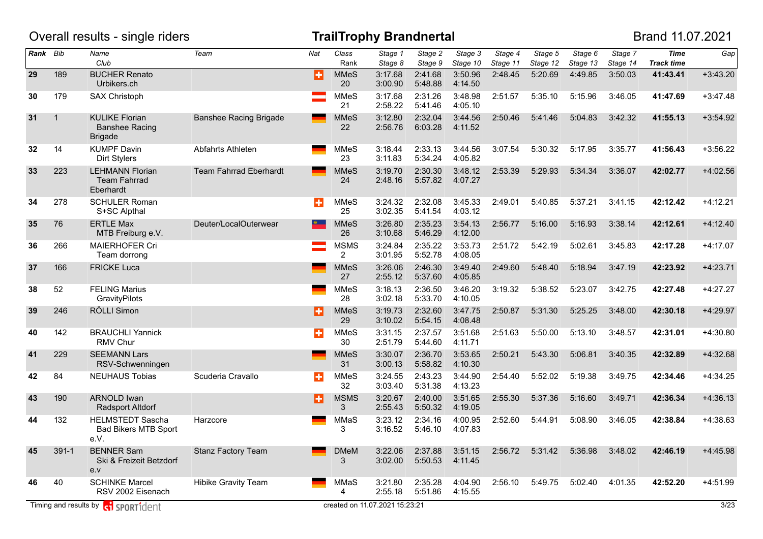Overall results - single riders

# TrailTrophy Brandnertal

Brand 11.07.2021

| Rank | Bib | Name / Club | Team | Nat | Class / Rank | Stage 1 / Stage 8 | Stage 2 / Stage 9 | Stage 3 / Stage 10 | Stage 4 / Stage 11 | Stage 5 / Stage 12 | Stage 6 / Stage 13 | Stage 7 / Stage 14 | Time / Track time | Gap |
|---|---|---|---|---|---|---|---|---|---|---|---|---|---|---|
| 29 | 189 | BUCHER Renato / Urbikers.ch | | | MMeS / 20 | 3:17.68 / 3:00.90 | 2:41.68 / 5:48.88 | 3:50.96 / 4:14.50 | 2:48.45 | 5:20.69 | 4:49.85 | 3:50.03 | **41:43.41** | +3:43.20 |
| 30 | 179 | SAX Christoph | | | MMeS / 21 | 3:17.68 / 2:58.22 | 2:31.26 / 5:41.46 | 3:48.98 / 4:05.10 | 2:51.57 | 5:35.10 | 5:15.96 | 3:46.05 | **41:47.69** | +3:47.48 |
| 31 | 1 | KULIKE Florian / Banshee Racing Brigade | Banshee Racing Brigade | | MMeS / 22 | 3:12.80 / 2:56.76 | 2:32.04 / 6:03.28 | 3:44.56 / 4:11.52 | 2:50.46 | 5:41.46 | 5:04.83 | 3:42.32 | **41:55.13** | +3:54.92 |
| 32 | 14 | KUMPF Davin / Dirt Stylers | Abfahrts Athleten | | MMeS / 23 | 3:18.44 / 3:11.83 | 2:33.13 / 5:34.24 | 3:44.56 / 4:05.82 | 3:07.54 | 5:30.32 | 5:17.95 | 3:35.77 | **41:56.43** | +3:56.22 |
| 33 | 223 | LEHMANN Florian / Team Fahrrad Eberhardt | Team Fahrrad Eberhardt | | MMeS / 24 | 3:19.70 / 2:48.16 | 2:30.30 / 5:57.82 | 3:48.12 / 4:07.27 | 2:53.39 | 5:29.93 | 5:34.34 | 3:36.07 | **42:02.77** | +4:02.56 |
| 34 | 278 | SCHULER Roman / S+SC Alpthal | | | MMeS / 25 | 3:24.32 / 3:02.35 | 2:32.08 / 5:41.54 | 3:45.33 / 4:03.12 | 2:49.01 | 5:40.85 | 5:37.21 | 3:41.15 | **42:12.42** | +4:12.21 |
| 35 | 76 | ERTLE Max / MTB Freiburg e.V. | Deuter/LocalOuterwear | | MMeS / 26 | 3:26.80 / 3:10.68 | 2:35.23 / 5:46.29 | 3:54.13 / 4:12.00 | 2:56.77 | 5:16.00 | 5:16.93 | 3:38.14 | **42:12.61** | +4:12.40 |
| 36 | 266 | MAIERHOFER Cri / Team dorrong | | | MSMS / 2 | 3:24.84 / 3:01.95 | 2:35.22 / 5:52.78 | 3:53.73 / 4:08.05 | 2:51.72 | 5:42.19 | 5:02.61 | 3:45.83 | **42:17.28** | +4:17.07 |
| 37 | 166 | FRICKE Luca | | | MMeS / 27 | 3:26.06 / 2:55.12 | 2:46.30 / 5:37.60 | 3:49.40 / 4:05.85 | 2:49.60 | 5:48.40 | 5:18.94 | 3:47.19 | **42:23.92** | +4:23.71 |
| 38 | 52 | FELING Marius / GravityPilots | | | MMeS / 28 | 3:18.13 / 3:02.18 | 2:36.50 / 5:33.70 | 3:46.20 / 4:10.05 | 3:19.32 | 5:38.52 | 5:23.07 | 3:42.75 | **42:27.48** | +4:27.27 |
| 39 | 246 | RÖLLI Simon | | | MMeS / 29 | 3:19.73 / 3:10.02 | 2:32.60 / 5:54.15 | 3:47.75 / 4:08.48 | 2:50.87 | 5:31.30 | 5:25.25 | 3:48.00 | **42:30.18** | +4:29.97 |
| 40 | 142 | BRAUCHLI Yannick / RMV Chur | | | MMeS / 30 | 3:31.15 / 2:51.79 | 2:37.57 / 5:44.60 | 3:51.68 / 4:11.71 | 2:51.63 | 5:50.00 | 5:13.10 | 3:48.57 | **42:31.01** | +4:30.80 |
| 41 | 229 | SEEMANN Lars / RSV-Schwenningen | | | MMeS / 31 | 3:30.07 / 3:00.13 | 2:36.70 / 5:58.82 | 3:53.65 / 4:10.30 | 2:50.21 | 5:43.30 | 5:06.81 | 3:40.35 | **42:32.89** | +4:32.68 |
| 42 | 84 | NEUHAUS Tobias | Scuderia Cravallo | | MMeS / 32 | 3:24.55 / 3:03.40 | 2:43.23 / 5:31.38 | 3:44.90 / 4:13.23 | 2:54.40 | 5:52.02 | 5:19.38 | 3:49.75 | **42:34.46** | +4:34.25 |
| 43 | 190 | ARNOLD Iwan / Radsport Altdorf | | | MSMS / 3 | 3:20.67 / 2:55.43 | 2:40.00 / 5:50.32 | 3:51.65 / 4:19.05 | 2:55.30 | 5:37.36 | 5:16.60 | 3:49.71 | **42:36.34** | +4:36.13 |
| 44 | 132 | HELMSTEDT Sascha / Bad Bikers MTB Sport e.V. | Harzcore | | MMaS / 3 | 3:23.12 / 3:16.52 | 2:34.16 / 5:46.10 | 4:00.95 / 4:07.83 | 2:52.60 | 5:44.91 | 5:08.90 | 3:46.05 | **42:38.84** | +4:38.63 |
| 45 | 391-1 | BENNER Sam / Ski & Freizeit Betzdorf e.v | Stanz Factory Team | | DMeM / 3 | 3:22.06 / 3:02.00 | 2:37.88 / 5:50.53 | 3:51.15 / 4:11.45 | 2:56.72 | 5:31.42 | 5:36.98 | 3:48.02 | **42:46.19** | +4:45.98 |
| 46 | 40 | SCHINKE Marcel / RSV 2002 Eisenach | Hibike Gravity Team | | MMaS / 4 | 3:21.80 / 2:55.18 | 2:35.28 / 5:51.86 | 4:04.90 / 4:15.55 | 2:56.10 | 5:49.75 | 5:02.40 | 4:01.35 | **42:52.20** | +4:51.99 |

Timing and results by SPORTident — created on 11.07.2021 15:23:21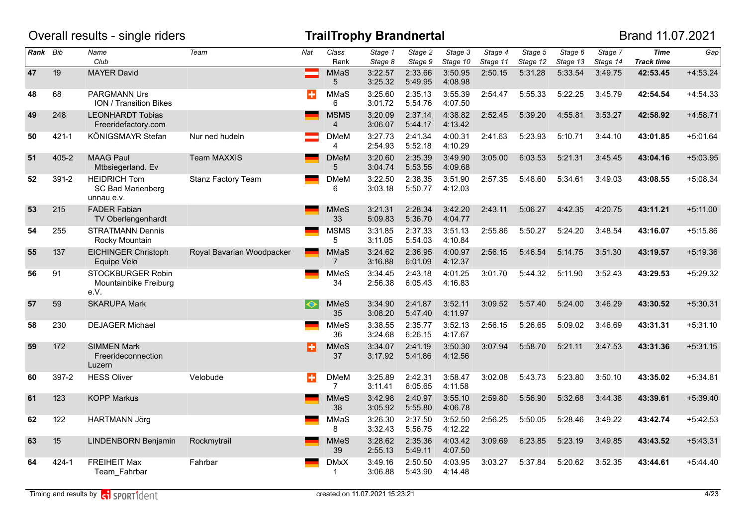Overall results - single riders

# TrailTrophy Brandnertal

Brand 11.07.2021

| Rank | Bib | Name / Club | Team | Nat | Class / Rank | Stage 1 / Stage 8 | Stage 2 / Stage 9 | Stage 3 / Stage 10 | Stage 4 / Stage 11 | Stage 5 / Stage 12 | Stage 6 / Stage 13 | Stage 7 / Stage 14 | Time / Track time | Gap |
|---|---|---|---|---|---|---|---|---|---|---|---|---|---|---|
| **47** | 19 | MAYER David | | | MMaS 5 | 3:22.57 3:25.32 | 2:33.66 5:49.95 | 3:50.95 4:08.98 | 2:50.15 | 5:31.28 | 5:33.54 | 3:49.75 | **42:53.45** | +4:53.24 |
| **48** | 68 | PARGMANN Urs ION / Transition Bikes | | | MMaS 6 | 3:25.60 3:01.72 | 2:35.13 5:54.76 | 3:55.39 4:07.50 | 2:54.47 | 5:55.33 | 5:22.25 | 3:45.79 | **42:54.54** | +4:54.33 |
| **49** | 248 | LEONHARDT Tobias Freeridefactory.com | | | MSMS 4 | 3:20.09 3:06.07 | 2:37.14 5:44.17 | 4:38.82 4:13.42 | 2:52.45 | 5:39.20 | 4:55.81 | 3:53.27 | **42:58.92** | +4:58.71 |
| **50** | 421-1 | KÖNIGSMAYR Stefan | Nur ned hudeln | | DMeM 4 | 3:27.73 2:54.93 | 2:41.34 5:52.18 | 4:00.31 4:10.29 | 2:41.63 | 5:23.93 | 5:10.71 | 3:44.10 | **43:01.85** | +5:01.64 |
| **51** | 405-2 | MAAG Paul Mtbsiegerland. Ev | Team MAXXIS | | DMeM 5 | 3:20.60 3:04.74 | 2:35.39 5:53.55 | 3:49.90 4:09.68 | 3:05.00 | 6:03.53 | 5:21.31 | 3:45.45 | **43:04.16** | +5:03.95 |
| **52** | 391-2 | HEIDRICH Tom SC Bad Marienberg unnau e.V. | Stanz Factory Team | | DMeM 6 | 3:22.50 3:03.18 | 2:38.35 5:50.77 | 3:51.90 4:12.03 | 2:57.35 | 5:48.60 | 5:34.61 | 3:49.03 | **43:08.55** | +5:08.34 |
| **53** | 215 | FADER Fabian TV Oberlengenhardt | | | MMeS 33 | 3:21.31 5:09.83 | 2:28.34 5:36.70 | 3:42.20 4:04.77 | 2:43.11 | 5:06.27 | 4:42.35 | 4:20.75 | **43:11.21** | +5:11.00 |
| **54** | 255 | STRATMANN Dennis Rocky Mountain | | | MSMS 5 | 3:31.85 3:11.05 | 2:37.33 5:54.03 | 3:51.13 4:10.84 | 2:55.86 | 5:50.27 | 5:24.20 | 3:48.54 | **43:16.07** | +5:15.86 |
| **55** | 137 | EICHINGER Christoph Equipe Velo | Royal Bavarian Woodpacker | | MMaS 7 | 3:24.62 3:16.88 | 2:36.95 6:01.09 | 4:00.97 4:12.37 | 2:56.15 | 5:46.54 | 5:14.75 | 3:51.30 | **43:19.57** | +5:19.36 |
| **56** | 91 | STOCKBURGER Robin Mountainbike Freiburg e.V. | | | MMeS 34 | 3:34.45 2:56.38 | 2:43.18 6:05.43 | 4:01.25 4:16.83 | 3:01.70 | 5:44.32 | 5:11.90 | 3:52.43 | **43:29.53** | +5:29.32 |
| **57** | 59 | SKARUPA Mark | | | MMeS 35 | 3:34.90 3:08.20 | 2:41.87 5:47.40 | 3:52.11 4:11.97 | 3:09.52 | 5:57.40 | 5:24.00 | 3:46.29 | **43:30.52** | +5:30.31 |
| **58** | 230 | DEJAGER Michael | | | MMeS 36 | 3:38.55 3:24.68 | 2:35.77 6:26.15 | 3:52.13 4:17.67 | 2:56.15 | 5:26.65 | 5:09.02 | 3:46.69 | **43:31.31** | +5:31.10 |
| **59** | 172 | SIMMEN Mark Freerideconnection Luzern | | | MMeS 37 | 3:34.07 3:17.92 | 2:41.19 5:41.86 | 3:50.30 4:12.56 | 3:07.94 | 5:58.70 | 5:21.11 | 3:47.53 | **43:31.36** | +5:31.15 |
| **60** | 397-2 | HESS Oliver | Velobude | | DMeM 7 | 3:25.89 3:11.41 | 2:42.31 6:05.65 | 3:58.47 4:11.58 | 3:02.08 | 5:43.73 | 5:23.80 | 3:50.10 | **43:35.02** | +5:34.81 |
| **61** | 123 | KOPP Markus | | | MMeS 38 | 3:42.98 3:05.92 | 2:40.97 5:55.80 | 3:55.10 4:06.78 | 2:59.80 | 5:56.90 | 5:32.68 | 3:44.38 | **43:39.61** | +5:39.40 |
| **62** | 122 | HARTMANN Jörg | | | MMaS 8 | 3:26.30 3:32.43 | 2:37.50 5:56.75 | 3:52.50 4:12.22 | 2:56.25 | 5:50.05 | 5:28.46 | 3:49.22 | **43:42.74** | +5:42.53 |
| **63** | 15 | LINDENBORN Benjamin | Rockmytrail | | MMeS 39 | 3:28.62 2:55.13 | 2:35.36 5:49.11 | 4:03.42 4:07.50 | 3:09.69 | 6:23.85 | 5:23.19 | 3:49.85 | **43:43.52** | +5:43.31 |
| **64** | 424-1 | FREIHEIT Max Team_Fahrbar | Fahrbar | | DMxX 1 | 3:49.16 3:06.88 | 2:50.50 5:43.90 | 4:03.95 4:14.48 | 3:03.27 | 5:37.84 | 5:20.62 | 3:52.35 | **43:44.61** | +5:44.40 |

Timing and results by SPORTident

created on 11.07.2021 15:23:21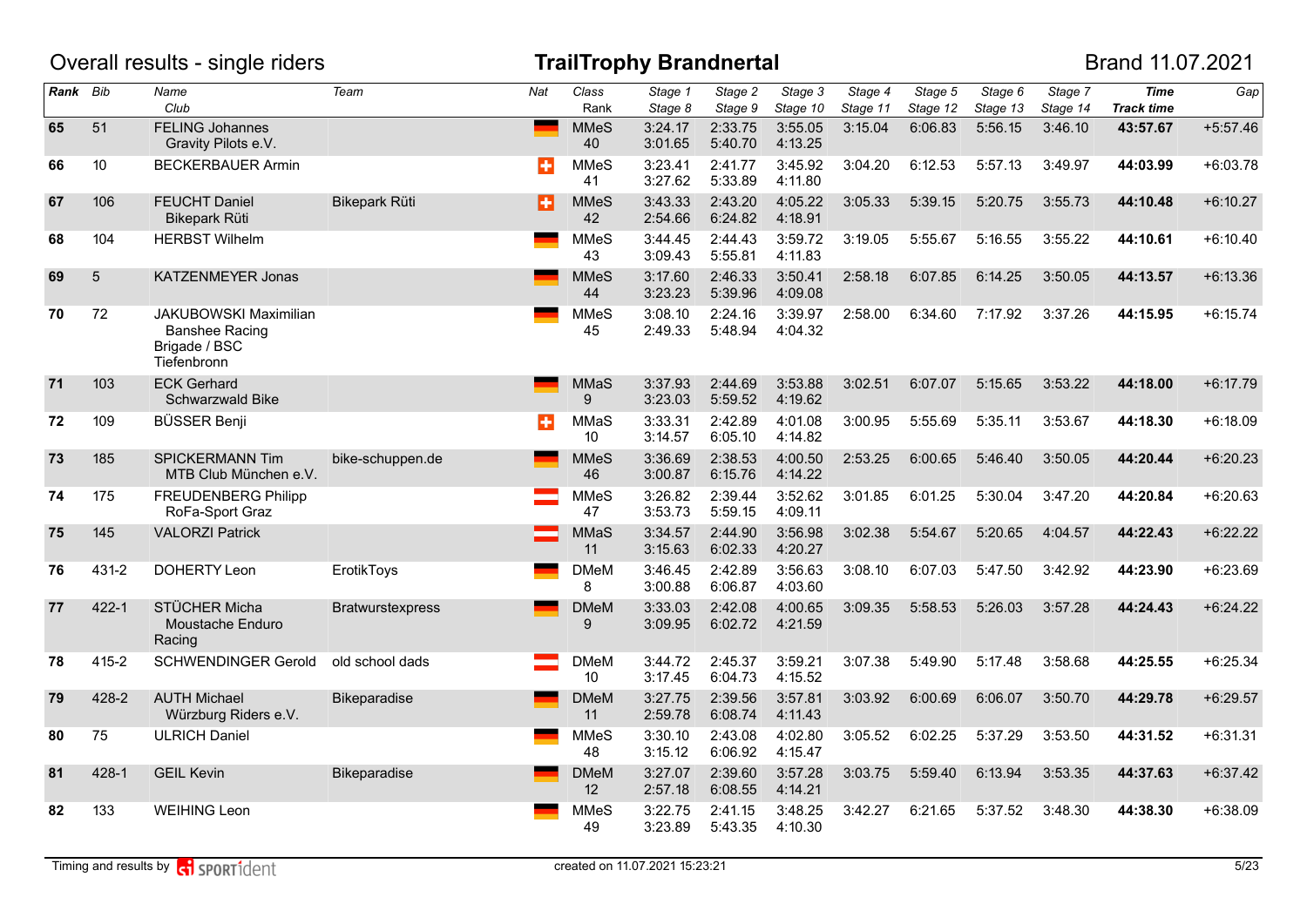# Overall results - single riders

## TrailTrophy Brandnertal

Brand 11.07.2021

| Rank | Bib | Name / Club | Team | Nat | Class / Rank | Stage 1 / Stage 8 | Stage 2 / Stage 9 | Stage 3 / Stage 10 | Stage 4 / Stage 11 | Stage 5 / Stage 12 | Stage 6 / Stage 13 | Stage 7 / Stage 14 | Time / Track time | Gap |
|---|---|---|---|---|---|---|---|---|---|---|---|---|---|---|
| 65 | 51 | FELING Johannes<br>Gravity Pilots e.V. | | GER | MMeS<br>40 | 3:24.17<br>3:01.65 | 2:33.75<br>5:40.70 | 3:55.05<br>4:13.25 | 3:15.04 | 6:06.83 | 5:56.15 | 3:46.10 | **43:57.67** | +5:57.46 |
| 66 | 10 | BECKERBAUER Armin | | SUI | MMeS<br>41 | 3:23.41<br>3:27.62 | 2:41.77<br>5:33.89 | 3:45.92<br>4:11.80 | 3:04.20 | 6:12.53 | 5:57.13 | 3:49.97 | **44:03.99** | +6:03.78 |
| 67 | 106 | FEUCHT Daniel<br>Bikepark Rüti | Bikepark Rüti | SUI | MMeS<br>42 | 3:43.33<br>2:54.66 | 2:43.20<br>6:24.82 | 4:05.22<br>4:18.91 | 3:05.33 | 5:39.15 | 5:20.75 | 3:55.73 | **44:10.48** | +6:10.27 |
| 68 | 104 | HERBST Wilhelm | | GER | MMeS<br>43 | 3:44.45<br>3:09.43 | 2:44.43<br>5:55.81 | 3:59.72<br>4:11.83 | 3:19.05 | 5:55.67 | 5:16.55 | 3:55.22 | **44:10.61** | +6:10.40 |
| 69 | 5 | KATZENMEYER Jonas | | GER | MMeS<br>44 | 3:17.60<br>3:23.23 | 2:46.33<br>5:39.96 | 3:50.41<br>4:09.08 | 2:58.18 | 6:07.85 | 6:14.25 | 3:50.05 | **44:13.57** | +6:13.36 |
| 70 | 72 | JAKUBOWSKI Maximilian<br>Banshee Racing Brigade / BSC Tiefenbronn | | GER | MMeS<br>45 | 3:08.10<br>2:49.33 | 2:24.16<br>5:48.94 | 3:39.97<br>4:04.32 | 2:58.00 | 6:34.60 | 7:17.92 | 3:37.26 | **44:15.95** | +6:15.74 |
| 71 | 103 | ECK Gerhard<br>Schwarzwald Bike | | GER | MMaS<br>9 | 3:37.93<br>3:23.03 | 2:44.69<br>5:59.52 | 3:53.88<br>4:19.62 | 3:02.51 | 6:07.07 | 5:15.65 | 3:53.22 | **44:18.00** | +6:17.79 |
| 72 | 109 | BÜSSER Benji | | SUI | MMaS<br>10 | 3:33.31<br>3:14.57 | 2:42.89<br>6:05.10 | 4:01.08<br>4:14.82 | 3:00.95 | 5:55.69 | 5:35.11 | 3:53.67 | **44:18.30** | +6:18.09 |
| 73 | 185 | SPICKERMANN Tim<br>MTB Club München e.V. | bike-schuppen.de | GER | MMeS<br>46 | 3:36.69<br>3:00.87 | 2:38.53<br>6:15.76 | 4:00.50<br>4:14.22 | 2:53.25 | 6:00.65 | 5:46.40 | 3:50.05 | **44:20.44** | +6:20.23 |
| 74 | 175 | FREUDENBERG Philipp<br>RoFa-Sport Graz | | AUT | MMeS<br>47 | 3:26.82<br>3:53.73 | 2:39.44<br>5:59.15 | 3:52.62<br>4:09.11 | 3:01.85 | 6:01.25 | 5:30.04 | 3:47.20 | **44:20.84** | +6:20.63 |
| 75 | 145 | VALORZI Patrick | | AUT | MMaS<br>11 | 3:34.57<br>3:15.63 | 2:44.90<br>6:02.33 | 3:56.98<br>4:20.27 | 3:02.38 | 5:54.67 | 5:20.65 | 4:04.57 | **44:22.43** | +6:22.22 |
| 76 | 431-2 | DOHERTY Leon | ErotikToys | GER | DMeM<br>8 | 3:46.45<br>3:00.88 | 2:42.89<br>6:06.87 | 3:56.63<br>4:03.60 | 3:08.10 | 6:07.03 | 5:47.50 | 3:42.92 | **44:23.90** | +6:23.69 |
| 77 | 422-1 | STÜCHER Micha<br>Moustache Enduro Racing | Bratwurstexpress | GER | DMeM<br>9 | 3:33.03<br>3:09.95 | 2:42.08<br>6:02.72 | 4:00.65<br>4:21.59 | 3:09.35 | 5:58.53 | 5:26.03 | 3:57.28 | **44:24.43** | +6:24.22 |
| 78 | 415-2 | SCHWENDINGER Gerold | old school dads | AUT | DMeM<br>10 | 3:44.72<br>3:17.45 | 2:45.37<br>6:04.73 | 3:59.21<br>4:15.52 | 3:07.38 | 5:49.90 | 5:17.48 | 3:58.68 | **44:25.55** | +6:25.34 |
| 79 | 428-2 | AUTH Michael<br>Würzburg Riders e.V. | Bikeparadise | GER | DMeM<br>11 | 3:27.75<br>2:59.78 | 2:39.56<br>6:08.74 | 3:57.81<br>4:11.43 | 3:03.92 | 6:00.69 | 6:06.07 | 3:50.70 | **44:29.78** | +6:29.57 |
| 80 | 75 | ULRICH Daniel | | GER | MMeS<br>48 | 3:30.10<br>3:15.12 | 2:43.08<br>6:06.92 | 4:02.80<br>4:15.47 | 3:05.52 | 6:02.25 | 5:37.29 | 3:53.50 | **44:31.52** | +6:31.31 |
| 81 | 428-1 | GEIL Kevin | Bikeparadise | GER | DMeM<br>12 | 3:27.07<br>2:57.18 | 2:39.60<br>6:08.55 | 3:57.28<br>4:14.21 | 3:03.75 | 5:59.40 | 6:13.94 | 3:53.35 | **44:37.63** | +6:37.42 |
| 82 | 133 | WEIHING Leon | | GER | MMeS<br>49 | 3:22.75<br>3:23.89 | 2:41.15<br>5:43.35 | 3:48.25<br>4:10.30 | 3:42.27 | 6:21.65 | 5:37.52 | 3:48.30 | **44:38.30** | +6:38.09 |

Timing and results by SPORTident — created on 11.07.2021 15:23:21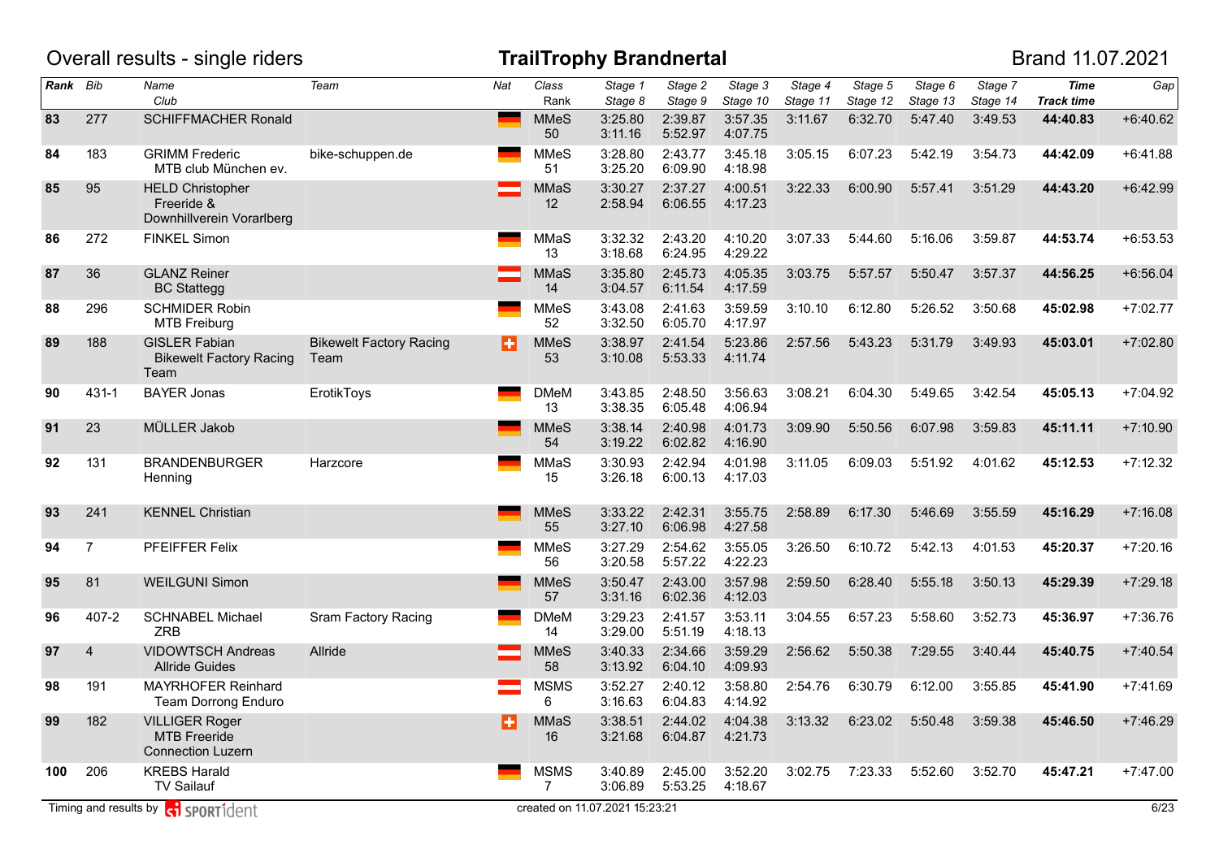Overall results - single riders

# TrailTrophy Brandnertal

Brand 11.07.2021

| Rank | Bib | Name / Club | Team | Nat | Class / Rank | Stage 1 / Stage 8 | Stage 2 / Stage 9 | Stage 3 / Stage 10 | Stage 4 / Stage 11 | Stage 5 / Stage 12 | Stage 6 / Stage 13 | Stage 7 / Stage 14 | Time / Track time | Gap |
|---|---|---|---|---|---|---|---|---|---|---|---|---|---|---|
| 83 | 277 | SCHIFFMACHER Ronald | | GER | MMeS 50 | 3:25.80 3:11.16 | 2:39.87 5:52.97 | 3:57.35 4:07.75 | 3:11.67 | 6:32.70 | 5:47.40 | 3:49.53 | **44:40.83** | +6:40.62 |
| 84 | 183 | GRIMM Frederic MTB club München ev. | bike-schuppen.de | GER | MMeS 51 | 3:28.80 3:25.20 | 2:43.77 6:09.90 | 3:45.18 4:18.98 | 3:05.15 | 6:07.23 | 5:42.19 | 3:54.73 | **44:42.09** | +6:41.88 |
| 85 | 95 | HELD Christopher Freeride & Downhillverein Vorarlberg | | AUT | MMaS 12 | 3:30.27 2:58.94 | 2:37.27 6:06.55 | 4:00.51 4:17.23 | 3:22.33 | 6:00.90 | 5:57.41 | 3:51.29 | **44:43.20** | +6:42.99 |
| 86 | 272 | FINKEL Simon | | GER | MMaS 13 | 3:32.32 3:18.68 | 2:43.20 6:24.95 | 4:10.20 4:29.22 | 3:07.33 | 5:44.60 | 5:16.06 | 3:59.87 | **44:53.74** | +6:53.53 |
| 87 | 36 | GLANZ Reiner BC Stattegg | | AUT | MMaS 14 | 3:35.80 3:04.57 | 2:45.73 6:11.54 | 4:05.35 4:17.59 | 3:03.75 | 5:57.57 | 5:50.47 | 3:57.37 | **44:56.25** | +6:56.04 |
| 88 | 296 | SCHMIDER Robin MTB Freiburg | | GER | MMeS 52 | 3:43.08 3:32.50 | 2:41.63 6:05.70 | 3:59.59 4:17.97 | 3:10.10 | 6:12.80 | 5:26.52 | 3:50.68 | **45:02.98** | +7:02.77 |
| 89 | 188 | GISLER Fabian Bikewelt Factory Racing Team | Bikewelt Factory Racing Team | SUI | MMeS 53 | 3:38.97 3:10.08 | 2:41.54 5:53.33 | 5:23.86 4:11.74 | 2:57.56 | 5:43.23 | 5:31.79 | 3:49.93 | **45:03.01** | +7:02.80 |
| 90 | 431-1 | BAYER Jonas | ErotikToys | GER | DMeM 13 | 3:43.85 3:38.35 | 2:48.50 6:05.48 | 3:56.63 4:06.94 | 3:08.21 | 6:04.30 | 5:49.65 | 3:42.54 | **45:05.13** | +7:04.92 |
| 91 | 23 | MÜLLER Jakob | | GER | MMeS 54 | 3:38.14 3:19.22 | 2:40.98 6:02.82 | 4:01.73 4:16.90 | 3:09.90 | 5:50.56 | 6:07.98 | 3:59.83 | **45:11.11** | +7:10.90 |
| 92 | 131 | BRANDENBURGER Henning | Harzcore | GER | MMaS 15 | 3:30.93 3:26.18 | 2:42.94 6:00.13 | 4:01.98 4:17.03 | 3:11.05 | 6:09.03 | 5:51.92 | 4:01.62 | **45:12.53** | +7:12.32 |
| 93 | 241 | KENNEL Christian | | GER | MMeS 55 | 3:33.22 3:27.10 | 2:42.31 6:06.98 | 3:55.75 4:27.58 | 2:58.89 | 6:17.30 | 5:46.69 | 3:55.59 | **45:16.29** | +7:16.08 |
| 94 | 7 | PFEIFFER Felix | | GER | MMeS 56 | 3:27.29 3:20.58 | 2:54.62 5:57.22 | 3:55.05 4:22.23 | 3:26.50 | 6:10.72 | 5:42.13 | 4:01.53 | **45:20.37** | +7:20.16 |
| 95 | 81 | WEILGUNI Simon | | GER | MMeS 57 | 3:50.47 3:31.16 | 2:43.00 6:02.36 | 3:57.98 4:12.03 | 2:59.50 | 6:28.40 | 5:55.18 | 3:50.13 | **45:29.39** | +7:29.18 |
| 96 | 407-2 | SCHNABEL Michael ZRB | Sram Factory Racing | GER | DMeM 14 | 3:29.23 3:29.00 | 2:41.57 5:51.19 | 3:53.11 4:18.13 | 3:04.55 | 6:57.23 | 5:58.60 | 3:52.73 | **45:36.97** | +7:36.76 |
| 97 | 4 | VIDOWTSCH Andreas Allride Guides | Allride | AUT | MMeS 58 | 3:40.33 3:13.92 | 2:34.66 6:04.10 | 3:59.29 4:09.93 | 2:56.62 | 5:50.38 | 7:29.55 | 3:40.44 | **45:40.75** | +7:40.54 |
| 98 | 191 | MAYRHOFER Reinhard Team Dorrong Enduro | | AUT | MSMS 6 | 3:52.27 3:16.63 | 2:40.12 6:04.83 | 3:58.80 4:14.92 | 2:54.76 | 6:30.79 | 6:12.00 | 3:55.85 | **45:41.90** | +7:41.69 |
| 99 | 182 | VILLIGER Roger MTB Freeride Connection Luzern | | SUI | MMaS 16 | 3:38.51 3:21.68 | 2:44.02 6:04.87 | 4:04.38 4:21.73 | 3:13.32 | 6:23.02 | 5:50.48 | 3:59.38 | **45:46.50** | +7:46.29 |
| 100 | 206 | KREBS Harald TV Sailauf | | GER | MSMS 7 | 3:40.89 3:06.89 | 2:45.00 5:53.25 | 3:52.20 4:18.67 | 3:02.75 | 7:23.33 | 5:52.60 | 3:52.70 | **45:47.21** | +7:47.00 |

Timing and results by SPORTident — created on 11.07.2021 15:23:21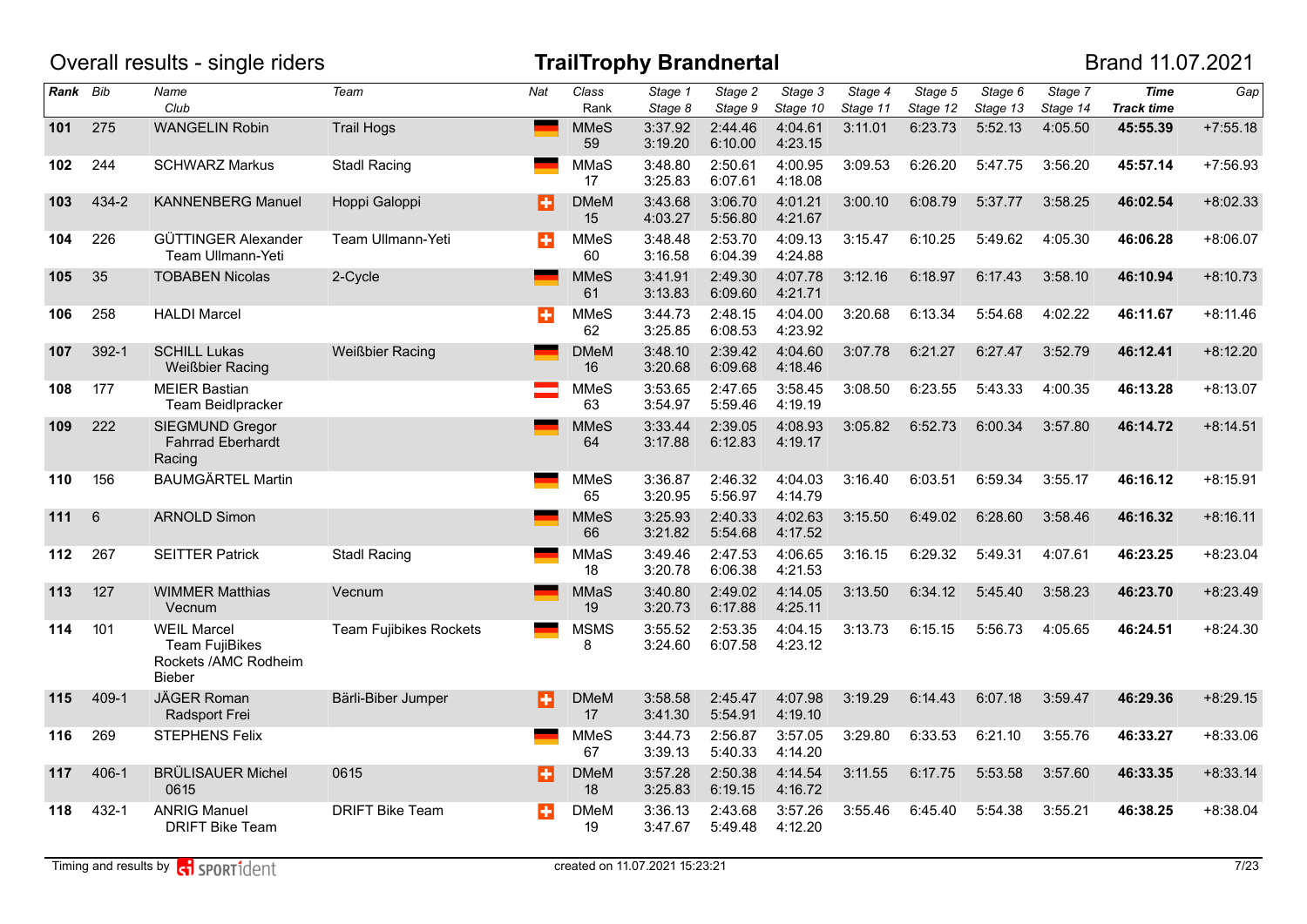Overall results - single riders

# TrailTrophy Brandnertal

Brand 11.07.2021

| Rank | Bib | Name<br>Club | Team | Nat | Class<br>Rank | Stage 1<br>Stage 8 | Stage 2<br>Stage 9 | Stage 3<br>Stage 10 | Stage 4<br>Stage 11 | Stage 5<br>Stage 12 | Stage 6<br>Stage 13 | Stage 7<br>Stage 14 | Time<br>Track time | Gap |
|---|---|---|---|---|---|---|---|---|---|---|---|---|---|---|
| **101** | 275 | WANGELIN Robin | Trail Hogs | GER | MMeS<br>59 | 3:37.92<br>3:19.20 | 2:44.46<br>6:10.00 | 4:04.61<br>4:23.15 | 3:11.01 | 6:23.73 | 5:52.13 | 4:05.50 | **45:55.39** | +7:55.18 |
| **102** | 244 | SCHWARZ Markus | Stadl Racing | GER | MMaS<br>17 | 3:48.80<br>3:25.83 | 2:50.61<br>6:07.61 | 4:00.95<br>4:18.08 | 3:09.53 | 6:26.20 | 5:47.75 | 3:56.20 | **45:57.14** | +7:56.93 |
| **103** | 434-2 | KANNENBERG Manuel | Hoppi Galoppi | SUI | DMeM<br>15 | 3:43.68<br>4:03.27 | 3:06.70<br>5:56.80 | 4:01.21<br>4:21.67 | 3:00.10 | 6:08.79 | 5:37.77 | 3:58.25 | **46:02.54** | +8:02.33 |
| **104** | 226 | GÜTTINGER Alexander<br>Team Ullmann-Yeti | Team Ullmann-Yeti | SUI | MMeS<br>60 | 3:48.48<br>3:16.58 | 2:53.70<br>6:04.39 | 4:09.13<br>4:24.88 | 3:15.47 | 6:10.25 | 5:49.62 | 4:05.30 | **46:06.28** | +8:06.07 |
| **105** | 35 | TOBABEN Nicolas | 2-Cycle | GER | MMeS<br>61 | 3:41.91<br>3:13.83 | 2:49.30<br>6:09.60 | 4:07.78<br>4:21.71 | 3:12.16 | 6:18.97 | 6:17.43 | 3:58.10 | **46:10.94** | +8:10.73 |
| **106** | 258 | HALDI Marcel | | SUI | MMeS<br>62 | 3:44.73<br>3:25.85 | 2:48.15<br>6:08.53 | 4:04.00<br>4:23.92 | 3:20.68 | 6:13.34 | 5:54.68 | 4:02.22 | **46:11.67** | +8:11.46 |
| **107** | 392-1 | SCHILL Lukas<br>Weißbier Racing | Weißbier Racing | GER | DMeM<br>16 | 3:48.10<br>3:20.68 | 2:39.42<br>6:09.68 | 4:04.60<br>4:18.46 | 3:07.78 | 6:21.27 | 6:27.47 | 3:52.79 | **46:12.41** | +8:12.20 |
| **108** | 177 | MEIER Bastian<br>Team Beidlpracker | | AUT | MMeS<br>63 | 3:53.65<br>3:54.97 | 2:47.65<br>5:59.46 | 3:58.45<br>4:19.19 | 3:08.50 | 6:23.55 | 5:43.33 | 4:00.35 | **46:13.28** | +8:13.07 |
| **109** | 222 | SIEGMUND Gregor<br>Fahrrad Eberhardt Racing | | GER | MMeS<br>64 | 3:33.44<br>3:17.88 | 2:39.05<br>6:12.83 | 4:08.93<br>4:19.17 | 3:05.82 | 6:52.73 | 6:00.34 | 3:57.80 | **46:14.72** | +8:14.51 |
| **110** | 156 | BAUMGÄRTEL Martin | | GER | MMeS<br>65 | 3:36.87<br>3:20.95 | 2:46.32<br>5:56.97 | 4:04.03<br>4:14.79 | 3:16.40 | 6:03.51 | 6:59.34 | 3:55.17 | **46:16.12** | +8:15.91 |
| **111** | 6 | ARNOLD Simon | | GER | MMeS<br>66 | 3:25.93<br>3:21.82 | 2:40.33<br>5:54.68 | 4:02.63<br>4:17.52 | 3:15.50 | 6:49.02 | 6:28.60 | 3:58.46 | **46:16.32** | +8:16.11 |
| **112** | 267 | SEITTER Patrick | Stadl Racing | GER | MMaS<br>18 | 3:49.46<br>3:20.78 | 2:47.53<br>6:06.38 | 4:06.65<br>4:21.53 | 3:16.15 | 6:29.32 | 5:49.31 | 4:07.61 | **46:23.25** | +8:23.04 |
| **113** | 127 | WIMMER Matthias<br>Vecnum | Vecnum | GER | MMaS<br>19 | 3:40.80<br>3:20.73 | 2:49.02<br>6:17.88 | 4:14.05<br>4:25.11 | 3:13.50 | 6:34.12 | 5:45.40 | 3:58.23 | **46:23.70** | +8:23.49 |
| **114** | 101 | WEIL Marcel<br>Team FujiBikes Rockets /AMC Rodheim Bieber | Team Fujibikes Rockets | GER | MSMS<br>8 | 3:55.52<br>3:24.60 | 2:53.35<br>6:07.58 | 4:04.15<br>4:23.12 | 3:13.73 | 6:15.15 | 5:56.73 | 4:05.65 | **46:24.51** | +8:24.30 |
| **115** | 409-1 | JÄGER Roman<br>Radsport Frei | Bärli-Biber Jumper | SUI | DMeM<br>17 | 3:58.58<br>3:41.30 | 2:45.47<br>5:54.91 | 4:07.98<br>4:19.10 | 3:19.29 | 6:14.43 | 6:07.18 | 3:59.47 | **46:29.36** | +8:29.15 |
| **116** | 269 | STEPHENS Felix | | GER | MMeS<br>67 | 3:44.73<br>3:39.13 | 2:56.87<br>5:40.33 | 3:57.05<br>4:14.20 | 3:29.80 | 6:33.53 | 6:21.10 | 3:55.76 | **46:33.27** | +8:33.06 |
| **117** | 406-1 | BRÜLISAUER Michel<br>0615 | 0615 | SUI | DMeM<br>18 | 3:57.28<br>3:25.83 | 2:50.38<br>6:19.15 | 4:14.54<br>4:16.72 | 3:11.55 | 6:17.75 | 5:53.58 | 3:57.60 | **46:33.35** | +8:33.14 |
| **118** | 432-1 | ANRIG Manuel<br>DRIFT Bike Team | DRIFT Bike Team | SUI | DMeM<br>19 | 3:36.13<br>3:47.67 | 2:43.68<br>5:49.48 | 3:57.26<br>4:12.20 | 3:55.46 | 6:45.40 | 5:54.38 | 3:55.21 | **46:38.25** | +8:38.04 |

Timing and results by SPORTident

created on 11.07.2021 15:23:21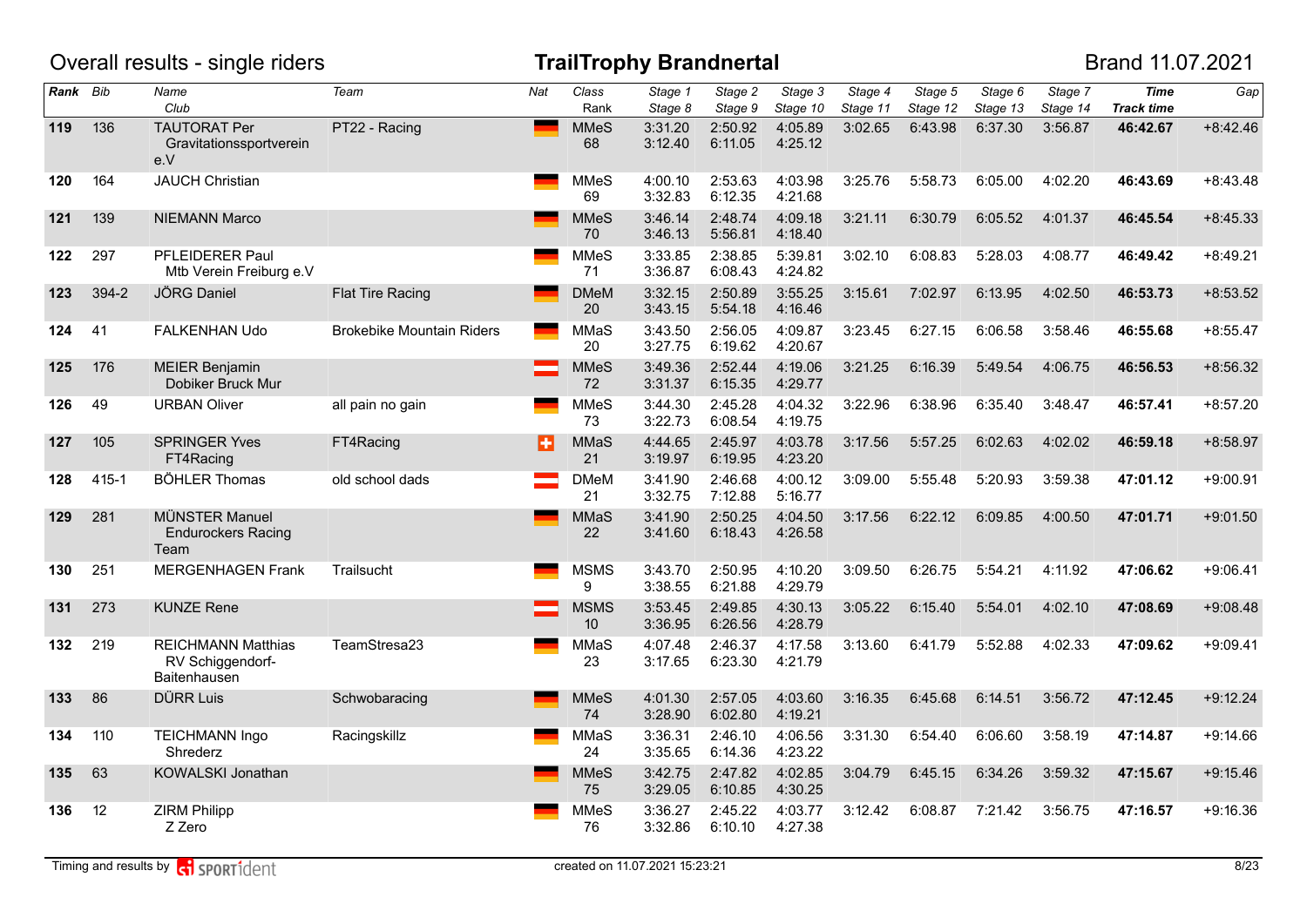# Overall results - single riders

## TrailTrophy Brandnertal

Brand 11.07.2021

| Rank | Bib | Name / Club | Team | Nat | Class / Rank | Stage 1 / Stage 8 | Stage 2 / Stage 9 | Stage 3 / Stage 10 | Stage 4 / Stage 11 | Stage 5 / Stage 12 | Stage 6 / Stage 13 | Stage 7 / Stage 14 | Time / Track time | Gap |
|---|---|---|---|---|---|---|---|---|---|---|---|---|---|---|
| **119** | 136 | TAUTORAT Per<br>Gravitationssportverein e.V | PT22 - Racing | GER | **MMeS**<br>68 | 3:31.20<br>3:12.40 | 2:50.92<br>6:11.05 | 4:05.89<br>4:25.12 | 3:02.65 | 6:43.98 | 6:37.30 | 3:56.87 | **46:42.67** | +8:42.46 |
| **120** | 164 | JAUCH Christian | | GER | **MMeS**<br>69 | 4:00.10<br>3:32.83 | 2:53.63<br>6:12.35 | 4:03.98<br>4:21.68 | 3:25.76 | 5:58.73 | 6:05.00 | 4:02.20 | **46:43.69** | +8:43.48 |
| **121** | 139 | NIEMANN Marco | | GER | **MMeS**<br>70 | 3:46.14<br>3:46.13 | 2:48.74<br>5:56.81 | 4:09.18<br>4:18.40 | 3:21.11 | 6:30.79 | 6:05.52 | 4:01.37 | **46:45.54** | +8:45.33 |
| **122** | 297 | PFLEIDERER Paul<br>Mtb Verein Freiburg e.V | | GER | **MMeS**<br>71 | 3:33.85<br>3:36.87 | 2:38.85<br>6:08.43 | 5:39.81<br>4:24.82 | 3:02.10 | 6:08.83 | 5:28.03 | 4:08.77 | **46:49.42** | +8:49.21 |
| **123** | 394-2 | JÖRG Daniel | Flat Tire Racing | GER | **DMeM**<br>20 | 3:32.15<br>3:43.15 | 2:50.89<br>5:54.18 | 3:55.25<br>4:16.46 | 3:15.61 | 7:02.97 | 6:13.95 | 4:02.50 | **46:53.73** | +8:53.52 |
| **124** | 41 | FALKENHAN Udo | Brokebike Mountain Riders | GER | **MMaS**<br>20 | 3:43.50<br>3:27.75 | 2:56.05<br>6:19.62 | 4:09.87<br>4:20.67 | 3:23.45 | 6:27.15 | 6:06.58 | 3:58.46 | **46:55.68** | +8:55.47 |
| **125** | 176 | MEIER Benjamin<br>Dobiker Bruck Mur | | AUT | **MMeS**<br>72 | 3:49.36<br>3:31.37 | 2:52.44<br>6:15.35 | 4:19.06<br>4:29.77 | 3:21.25 | 6:16.39 | 5:49.54 | 4:06.75 | **46:56.53** | +8:56.32 |
| **126** | 49 | URBAN Oliver | all pain no gain | GER | **MMeS**<br>73 | 3:44.30<br>3:22.73 | 2:45.28<br>6:08.54 | 4:04.32<br>4:19.75 | 3:22.96 | 6:38.96 | 6:35.40 | 3:48.47 | **46:57.41** | +8:57.20 |
| **127** | 105 | SPRINGER Yves<br>FT4Racing | FT4Racing | SUI | **MMaS**<br>21 | 4:44.65<br>3:19.97 | 2:45.97<br>6:19.95 | 4:03.78<br>4:23.20 | 3:17.56 | 5:57.25 | 6:02.63 | 4:02.02 | **46:59.18** | +8:58.97 |
| **128** | 415-1 | BÖHLER Thomas | old school dads | AUT | **DMeM**<br>21 | 3:41.90<br>3:32.75 | 2:46.68<br>7:12.88 | 4:00.12<br>5:16.77 | 3:09.00 | 5:55.48 | 5:20.93 | 3:59.38 | **47:01.12** | +9:00.91 |
| **129** | 281 | MÜNSTER Manuel<br>Endurockers Racing Team | | GER | **MMaS**<br>22 | 3:41.90<br>3:41.60 | 2:50.25<br>6:18.43 | 4:04.50<br>4:26.58 | 3:17.56 | 6:22.12 | 6:09.85 | 4:00.50 | **47:01.71** | +9:01.50 |
| **130** | 251 | MERGENHAGEN Frank | Trailsucht | GER | **MSMS**<br>9 | 3:43.70<br>3:38.55 | 2:50.95<br>6:21.88 | 4:10.20<br>4:29.79 | 3:09.50 | 6:26.75 | 5:54.21 | 4:11.92 | **47:06.62** | +9:06.41 |
| **131** | 273 | KUNZE Rene | | AUT | **MSMS**<br>10 | 3:53.45<br>3:36.95 | 2:49.85<br>6:26.56 | 4:30.13<br>4:28.79 | 3:05.22 | 6:15.40 | 5:54.01 | 4:02.10 | **47:08.69** | +9:08.48 |
| **132** | 219 | REICHMANN Matthias<br>RV Schiggendorf-Baitenhausen | TeamStresa23 | GER | **MMaS**<br>23 | 4:07.48<br>3:17.65 | 2:46.37<br>6:23.30 | 4:17.58<br>4:21.79 | 3:13.60 | 6:41.79 | 5:52.88 | 4:02.33 | **47:09.62** | +9:09.41 |
| **133** | 86 | DÜRR Luis | Schwobaracing | GER | **MMeS**<br>74 | 4:01.30<br>3:28.90 | 2:57.05<br>6:02.80 | 4:03.60<br>4:19.21 | 3:16.35 | 6:45.68 | 6:14.51 | 3:56.72 | **47:12.45** | +9:12.24 |
| **134** | 110 | TEICHMANN Ingo<br>Shrederz | Racingskillz | GER | **MMaS**<br>24 | 3:36.31<br>3:35.65 | 2:46.10<br>6:14.36 | 4:06.56<br>4:23.22 | 3:31.30 | 6:54.40 | 6:06.60 | 3:58.19 | **47:14.87** | +9:14.66 |
| **135** | 63 | KOWALSKI Jonathan | | GER | **MMeS**<br>75 | 3:42.75<br>3:29.05 | 2:47.82<br>6:10.85 | 4:02.85<br>4:30.25 | 3:04.79 | 6:45.15 | 6:34.26 | 3:59.32 | **47:15.67** | +9:15.46 |
| **136** | 12 | ZIRM Philipp<br>Z Zero | | GER | **MMeS**<br>76 | 3:36.27<br>3:32.86 | 2:45.22<br>6:10.10 | 4:03.77<br>4:27.38 | 3:12.42 | 6:08.87 | 7:21.42 | 3:56.75 | **47:16.57** | +9:16.36 |

Timing and results by SPORTident — created on 11.07.2021 15:23:21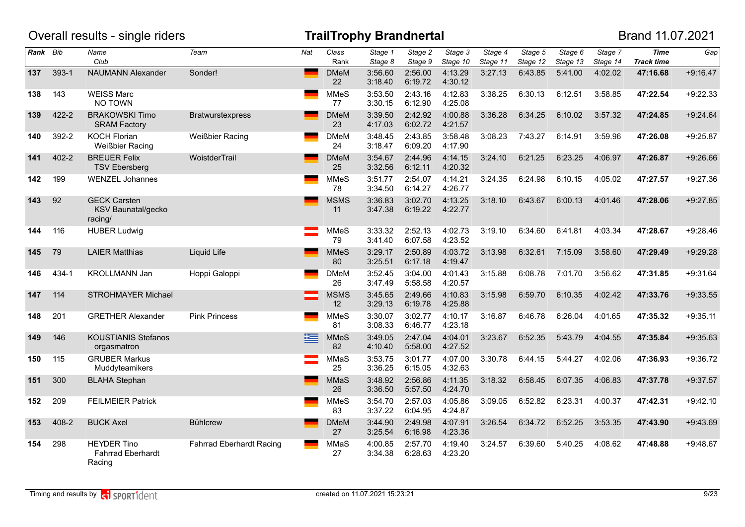Overall results - single riders

# TrailTrophy Brandnertal

Brand 11.07.2021

| Rank | Bib | Name / Club | Team | Nat | Class / Rank | Stage 1 / Stage 8 | Stage 2 / Stage 9 | Stage 3 / Stage 10 | Stage 4 / Stage 11 | Stage 5 / Stage 12 | Stage 6 / Stage 13 | Stage 7 / Stage 14 | Time / Track time | Gap |
|---|---|---|---|---|---|---|---|---|---|---|---|---|---|---|
| 137 | 393-1 | NAUMANN Alexander | Sonder! | GER | DMeM 22 | 3:56.60 3:18.40 | 2:56.00 6:19.72 | 4:13.29 4:30.12 | 3:27.13 | 6:43.85 | 5:41.00 | 4:02.02 | **47:16.68** | +9:16.47 |
| 138 | 143 | WEISS Marc NO TOWN | | GER | MMeS 77 | 3:53.50 3:30.15 | 2:43.16 6:12.90 | 4:12.83 4:25.08 | 3:38.25 | 6:30.13 | 6:12.51 | 3:58.85 | **47:22.54** | +9:22.33 |
| 139 | 422-2 | BRAKOWSKI Timo SRAM Factory | Bratwurstexpress | GER | DMeM 23 | 3:39.50 4:17.03 | 2:42.92 6:02.72 | 4:00.88 4:21.57 | 3:36.28 | 6:34.25 | 6:10.02 | 3:57.32 | **47:24.85** | +9:24.64 |
| 140 | 392-2 | KOCH Florian Weißbier Racing | Weißbier Racing | GER | DMeM 24 | 3:48.45 3:18.47 | 2:43.85 6:09.20 | 3:58.48 4:17.90 | 3:08.23 | 7:43.27 | 6:14.91 | 3:59.96 | **47:26.08** | +9:25.87 |
| 141 | 402-2 | BREUER Felix TSV Ebersberg | WoistderTrail | GER | DMeM 25 | 3:54.67 3:32.56 | 2:44.96 6:12.11 | 4:14.15 4:20.32 | 3:24.10 | 6:21.25 | 6:23.25 | 4:06.97 | **47:26.87** | +9:26.66 |
| 142 | 199 | WENZEL Johannes | | GER | MMeS 78 | 3:51.77 3:34.50 | 2:54.07 6:14.27 | 4:14.21 4:26.77 | 3:24.35 | 6:24.98 | 6:10.15 | 4:05.02 | **47:27.57** | +9:27.36 |
| 143 | 92 | GECK Carsten KSV Baunatal/gecko racing/ | | GER | MSMS 11 | 3:36.83 3:47.38 | 3:02.70 6:19.22 | 4:13.25 4:22.77 | 3:18.10 | 6:43.67 | 6:00.13 | 4:01.46 | **47:28.06** | +9:27.85 |
| 144 | 116 | HUBER Ludwig | | AUT | MMeS 79 | 3:33.32 3:41.40 | 2:52.13 6:07.58 | 4:02.73 4:23.52 | 3:19.10 | 6:34.60 | 6:41.81 | 4:03.34 | **47:28.67** | +9:28.46 |
| 145 | 79 | LAIER Matthias | Liquid Life | GER | MMeS 80 | 3:29.17 3:25.51 | 2:50.89 6:17.18 | 4:03.72 4:19.47 | 3:13.98 | 6:32.61 | 7:15.09 | 3:58.60 | **47:29.49** | +9:29.28 |
| 146 | 434-1 | KROLLMANN Jan | Hoppi Galoppi | GER | DMeM 26 | 3:52.45 3:47.49 | 3:04.00 5:58.58 | 4:01.43 4:20.57 | 3:15.88 | 6:08.78 | 7:01.70 | 3:56.62 | **47:31.85** | +9:31.64 |
| 147 | 114 | STROHMAYER Michael | | AUT | MSMS 12 | 3:45.65 3:29.13 | 2:49.66 6:19.78 | 4:10.83 4:25.88 | 3:15.98 | 6:59.70 | 6:10.35 | 4:02.42 | **47:33.76** | +9:33.55 |
| 148 | 201 | GRETHER Alexander | Pink Princess | GER | MMeS 81 | 3:30.07 3:08.33 | 3:02.77 6:46.77 | 4:10.17 4:23.18 | 3:16.87 | 6:46.78 | 6:26.04 | 4:01.65 | **47:35.32** | +9:35.11 |
| 149 | 146 | KOUSTIANIS Stefanos orgasmatron | | GRE | MMeS 82 | 3:49.05 4:10.40 | 2:47.04 5:58.00 | 4:04.01 4:27.52 | 3:23.67 | 6:52.35 | 5:43.79 | 4:04.55 | **47:35.84** | +9:35.63 |
| 150 | 115 | GRUBER Markus Muddyteamikers | | AUT | MMaS 25 | 3:53.75 3:36.25 | 3:01.77 6:15.05 | 4:07.00 4:32.63 | 3:30.78 | 6:44.15 | 5:44.27 | 4:02.06 | **47:36.93** | +9:36.72 |
| 151 | 300 | BLAHA Stephan | | GER | MMaS 26 | 3:48.92 3:36.50 | 2:56.86 5:57.50 | 4:11.35 4:24.70 | 3:18.32 | 6:58.45 | 6:07.35 | 4:06.83 | **47:37.78** | +9:37.57 |
| 152 | 209 | FEILMEIER Patrick | | GER | MMeS 83 | 3:54.70 3:37.22 | 2:57.03 6:04.95 | 4:05.86 4:24.87 | 3:09.05 | 6:52.82 | 6:23.31 | 4:00.37 | **47:42.31** | +9:42.10 |
| 153 | 408-2 | BUCK Axel | Bühlcrew | GER | DMeM 27 | 3:44.90 3:25.54 | 2:49.98 6:16.98 | 4:07.91 4:23.36 | 3:26.54 | 6:34.72 | 6:52.25 | 3:53.35 | **47:43.90** | +9:43.69 |
| 154 | 298 | HEYDER Tino Fahrrad Eberhardt Racing | Fahrrad Eberhardt Racing | GER | MMaS 27 | 4:00.85 3:34.38 | 2:57.70 6:28.63 | 4:19.40 4:23.20 | 3:24.57 | 6:39.60 | 5:40.25 | 4:08.62 | **47:48.88** | +9:48.67 |

Timing and results by SPORTident — created on 11.07.2021 15:23:21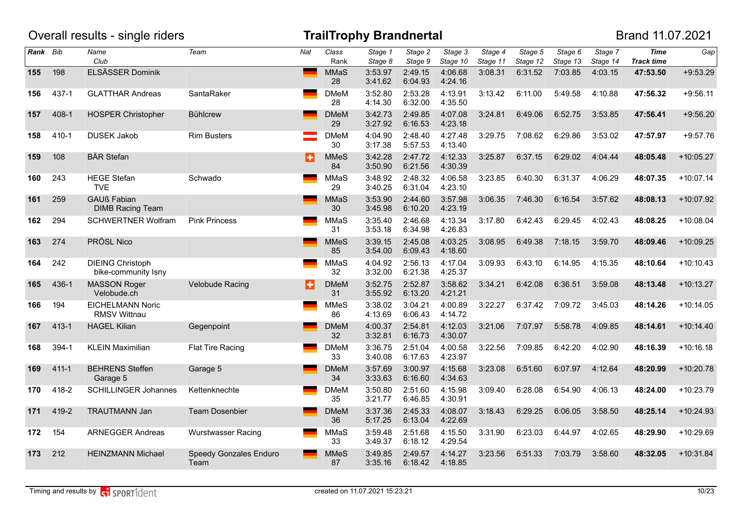Overall results - single riders

# TrailTrophy Brandnertal

Brand 11.07.2021

| Rank | Bib | Name / Club | Team | Nat | Class / Rank | Stage 1 / Stage 8 | Stage 2 / Stage 9 | Stage 3 / Stage 10 | Stage 4 / Stage 11 | Stage 5 / Stage 12 | Stage 6 / Stage 13 | Stage 7 / Stage 14 | Time / Track time | Gap |
|---|---|---|---|---|---|---|---|---|---|---|---|---|---|---|
| 155 | 198 | ELSÄSSER Dominik | | GER | MMaS 28 | 3:53.97 3:41.62 | 2:49.15 6:04.93 | 4:06.68 4:24.16 | 3:08.31 | 6:31.52 | 7:03.85 | 4:03.15 | **47:53.50** | +9:53.29 |
| 156 | 437-1 | GLATTHAR Andreas | SantaRaker | GER | DMeM 28 | 3:52.80 4:14.30 | 2:53.28 6:32.00 | 4:13.91 4:35.50 | 3:13.42 | 6:11.00 | 5:49.58 | 4:10.88 | **47:56.32** | +9:56.11 |
| 157 | 408-1 | HOSPER Christopher | Bühlcrew | GER | DMeM 29 | 3:42.73 3:27.92 | 2:49.85 6:16.53 | 4:07.08 4:23.18 | 3:24.81 | 6:49.06 | 6:52.75 | 3:53.85 | **47:56.41** | +9:56.20 |
| 158 | 410-1 | DUSEK Jakob | Rim Busters | AUT | DMeM 30 | 4:04.90 3:17.38 | 2:48.40 5:57.53 | 4:27.48 4:13.40 | 3:29.75 | 7:08.62 | 6:29.86 | 3:53.02 | **47:57.97** | +9:57.76 |
| 159 | 108 | BÄR Stefan | | SUI | MMeS 84 | 3:42.28 3:50.90 | 2:47.72 6:21.56 | 4:12.33 4:30.39 | 3:25.87 | 6:37.15 | 6:29.02 | 4:04.44 | **48:05.48** | +10:05.27 |
| 160 | 243 | HEGE Stefan / TVE | Schwado | GER | MMaS 29 | 3:48.92 3:40.25 | 2:48.32 6:31.04 | 4:06.58 4:23.10 | 3:23.85 | 6:40.30 | 6:31.37 | 4:06.29 | **48:07.35** | +10:07.14 |
| 161 | 259 | GAUß Fabian / DIMB Racing Team | | GER | MMaS 30 | 3:53.90 3:45.98 | 2:44.60 6:10.20 | 3:57.98 4:23.19 | 3:06.35 | 7:46.30 | 6:16.54 | 3:57.62 | **48:08.13** | +10:07.92 |
| 162 | 294 | SCHWERTNER Wolfram | Pink Princess | GER | MMaS 31 | 3:35.40 3:53.18 | 2:46.68 6:34.98 | 4:13.34 4:26.83 | 3:17.80 | 6:42.43 | 6:29.45 | 4:02.43 | **48:08.25** | +10:08.04 |
| 163 | 274 | PRÖSL Nico | | GER | MMeS 85 | 3:39.15 3:54.00 | 2:45.08 6:09.43 | 4:03.25 4:18.60 | 3:08.95 | 6:49.38 | 7:18.15 | 3:59.70 | **48:09.46** | +10:09.25 |
| 164 | 242 | DIEING Christoph / bike-community Isny | | GER | MMaS 32 | 4:04.92 3:32.00 | 2:56.13 6:21.38 | 4:17.04 4:25.37 | 3:09.93 | 6:43.10 | 6:14.95 | 4:15.35 | **48:10.64** | +10:10.43 |
| 165 | 436-1 | MASSON Roger / Velobude.ch | Velobude Racing | SUI | DMeM 31 | 3:52.75 3:55.92 | 2:52.87 6:13.20 | 3:58.62 4:21.21 | 3:34.21 | 6:42.08 | 6:36.51 | 3:59.08 | **48:13.48** | +10:13.27 |
| 166 | 194 | EICHELMANN Noric / RMSV Wittnau | | GER | MMeS 86 | 3:38.02 4:13.69 | 3:04.21 6:06.43 | 4:00.89 4:14.72 | 3:22.27 | 6:37.42 | 7:09.72 | 3:45.03 | **48:14.26** | +10:14.05 |
| 167 | 413-1 | HAGEL Kilian | Gegenpoint | GER | DMeM 32 | 4:00.37 3:32.81 | 2:54.81 6:16.73 | 4:12.03 4:30.07 | 3:21.06 | 7:07.97 | 5:58.78 | 4:09.85 | **48:14.61** | +10:14.40 |
| 168 | 394-1 | KLEIN Maximilian | Flat Tire Racing | GER | DMeM 33 | 3:36.75 3:40.08 | 2:51.04 6:17.63 | 4:00.58 4:23.97 | 3:22.56 | 7:09.85 | 6:42.20 | 4:02.90 | **48:16.39** | +10:16.18 |
| 169 | 411-1 | BEHRENS Steffen / Garage 5 | Garage 5 | GER | DMeM 34 | 3:57.69 3:33.63 | 3:00.97 6:16.60 | 4:15.68 4:34.63 | 3:23.08 | 6:51.60 | 6:07.97 | 4:12.64 | **48:20.99** | +10:20.78 |
| 170 | 418-2 | SCHILLINGER Johannes | Kettenknechte | GER | DMeM 35 | 3:50.80 3:21.77 | 2:51.60 6:46.85 | 4:15.98 4:30.91 | 3:09.40 | 6:28.08 | 6:54.90 | 4:06.13 | **48:24.00** | +10:23.79 |
| 171 | 419-2 | TRAUTMANN Jan | Team Dosenbier | GER | DMeM 36 | 3:37.36 5:17.25 | 2:45.33 6:13.04 | 4:08.07 4:22.69 | 3:18.43 | 6:29.25 | 6:06.05 | 3:58.50 | **48:25.14** | +10:24.93 |
| 172 | 154 | ARNEGGER Andreas | Wurstwasser Racing | GER | MMaS 33 | 3:59.48 3:49.37 | 2:51.68 6:18.12 | 4:15.50 4:29.54 | 3:31.90 | 6:23.03 | 6:44.97 | 4:02.65 | **48:29.90** | +10:29.69 |
| 173 | 212 | HEINZMANN Michael | Speedy Gonzales Enduro Team | GER | MMeS 87 | 3:49.85 3:35.16 | 2:49.57 6:18.42 | 4:14.27 4:18.85 | 3:23.56 | 6:51.33 | 7:03.79 | 3:58.60 | **48:32.05** | +10:31.84 |

Timing and results by SPORTident — created on 11.07.2021 15:23:21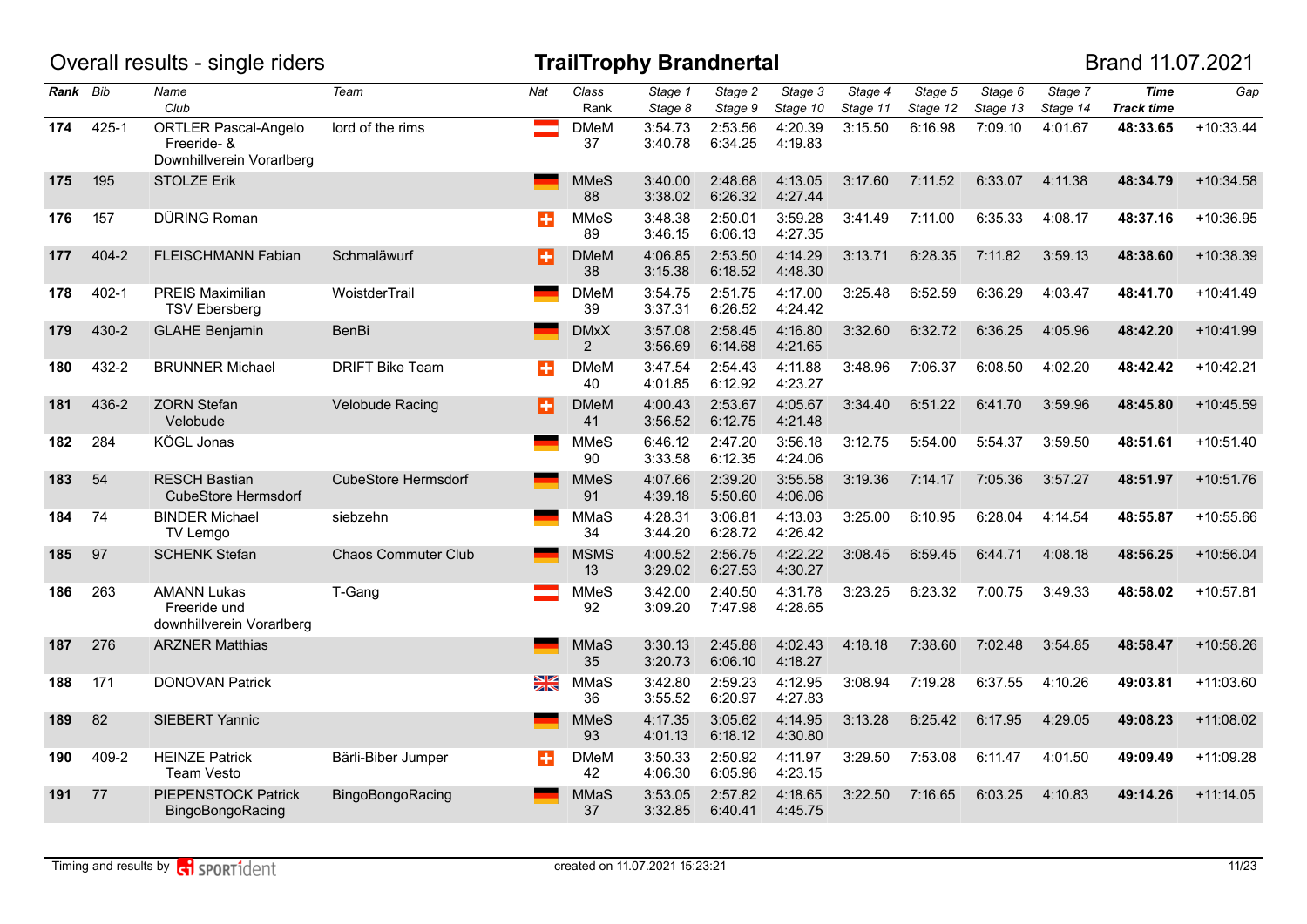# Overall results - single riders

## TrailTrophy Brandnertal

Brand 11.07.2021

| Rank | Bib | Name / Club | Team | Nat | Class / Rank | Stage 1 / Stage 8 | Stage 2 / Stage 9 | Stage 3 / Stage 10 | Stage 4 / Stage 11 | Stage 5 / Stage 12 | Stage 6 / Stage 13 | Stage 7 / Stage 14 | Time / Track time | Gap |
|---|---|---|---|---|---|---|---|---|---|---|---|---|---|---|
| **174** | 425-1 | ORTLER Pascal-Angelo / Freeride- & Downhillverein Vorarlberg | lord of the rims | AUT | DMeM 37 | 3:54.73 / 3:40.78 | 2:53.56 / 6:34.25 | 4:20.39 / 4:19.83 | 3:15.50 | 6:16.98 | 7:09.10 | 4:01.67 | **48:33.65** | +10:33.44 |
| **175** | 195 | STOLZE Erik | | GER | MMeS 88 | 3:40.00 / 3:38.02 | 2:48.68 / 6:26.32 | 4:13.05 / 4:27.44 | 3:17.60 | 7:11.52 | 6:33.07 | 4:11.38 | **48:34.79** | +10:34.58 |
| **176** | 157 | DÜRING Roman | | SUI | MMeS 89 | 3:48.38 / 3:46.15 | 2:50.01 / 6:06.13 | 3:59.28 / 4:27.35 | 3:41.49 | 7:11.00 | 6:35.33 | 4:08.17 | **48:37.16** | +10:36.95 |
| **177** | 404-2 | FLEISCHMANN Fabian | Schmaläwurf | SUI | DMeM 38 | 4:06.85 / 3:15.38 | 2:53.50 / 6:18.52 | 4:14.29 / 4:48.30 | 3:13.71 | 6:28.35 | 7:11.82 | 3:59.13 | **48:38.60** | +10:38.39 |
| **178** | 402-1 | PREIS Maximilian / TSV Ebersberg | WoistderTrail | GER | DMeM 39 | 3:54.75 / 3:37.31 | 2:51.75 / 6:26.52 | 4:17.00 / 4:24.42 | 3:25.48 | 6:52.59 | 6:36.29 | 4:03.47 | **48:41.70** | +10:41.49 |
| **179** | 430-2 | GLAHE Benjamin | BenBi | GER | DMxX 2 | 3:57.08 / 3:56.69 | 2:58.45 / 6:14.68 | 4:16.80 / 4:21.65 | 3:32.60 | 6:32.72 | 6:36.25 | 4:05.96 | **48:42.20** | +10:41.99 |
| **180** | 432-2 | BRUNNER Michael | DRIFT Bike Team | SUI | DMeM 40 | 3:47.54 / 4:01.85 | 2:54.43 / 6:12.92 | 4:11.88 / 4:23.27 | 3:48.96 | 7:06.37 | 6:08.50 | 4:02.20 | **48:42.42** | +10:42.21 |
| **181** | 436-2 | ZORN Stefan / Velobude | Velobude Racing | SUI | DMeM 41 | 4:00.43 / 3:56.52 | 2:53.67 / 6:12.75 | 4:05.67 / 4:21.48 | 3:34.40 | 6:51.22 | 6:41.70 | 3:59.96 | **48:45.80** | +10:45.59 |
| **182** | 284 | KÖGL Jonas | | GER | MMeS 90 | 6:46.12 / 3:33.58 | 2:47.20 / 6:12.35 | 3:56.18 / 4:24.06 | 3:12.75 | 5:54.00 | 5:54.37 | 3:59.50 | **48:51.61** | +10:51.40 |
| **183** | 54 | RESCH Bastian / CubeStore Hermsdorf | CubeStore Hermsdorf | GER | MMeS 91 | 4:07.66 / 4:39.18 | 2:39.20 / 5:50.60 | 3:55.58 / 4:06.06 | 3:19.36 | 7:14.17 | 7:05.36 | 3:57.27 | **48:51.97** | +10:51.76 |
| **184** | 74 | BINDER Michael / TV Lemgo | siebzehn | GER | MMaS 34 | 4:28.31 / 3:44.20 | 3:06.81 / 6:28.72 | 4:13.03 / 4:26.42 | 3:25.00 | 6:10.95 | 6:28.04 | 4:14.54 | **48:55.87** | +10:55.66 |
| **185** | 97 | SCHENK Stefan | Chaos Commuter Club | GER | MSMS 13 | 4:00.52 / 3:29.02 | 2:56.75 / 6:27.53 | 4:22.22 / 4:30.27 | 3:08.45 | 6:59.45 | 6:44.71 | 4:08.18 | **48:56.25** | +10:56.04 |
| **186** | 263 | AMANN Lukas / Freeride und downhillverein Vorarlberg | T-Gang | AUT | MMeS 92 | 3:42.00 / 3:09.20 | 2:40.50 / 7:47.98 | 4:31.78 / 4:28.65 | 3:23.25 | 6:23.32 | 7:00.75 | 3:49.33 | **48:58.02** | +10:57.81 |
| **187** | 276 | ARZNER Matthias | | GER | MMaS 35 | 3:30.13 / 3:20.73 | 2:45.88 / 6:06.10 | 4:02.43 / 4:18.27 | 4:18.18 | 7:38.60 | 7:02.48 | 3:54.85 | **48:58.47** | +10:58.26 |
| **188** | 171 | DONOVAN Patrick | | GBR | MMaS 36 | 3:42.80 / 3:55.52 | 2:59.23 / 6:20.97 | 4:12.95 / 4:27.83 | 3:08.94 | 7:19.28 | 6:37.55 | 4:10.26 | **49:03.81** | +11:03.60 |
| **189** | 82 | SIEBERT Yannic | | GER | MMeS 93 | 4:17.35 / 4:01.13 | 3:05.62 / 6:18.12 | 4:14.95 / 4:30.80 | 3:13.28 | 6:25.42 | 6:17.95 | 4:29.05 | **49:08.23** | +11:08.02 |
| **190** | 409-2 | HEINZE Patrick / Team Vesto | Bärli-Biber Jumper | SUI | DMeM 42 | 3:50.33 / 4:06.30 | 2:50.92 / 6:05.96 | 4:11.97 / 4:23.15 | 3:29.50 | 7:53.08 | 6:11.47 | 4:01.50 | **49:09.49** | +11:09.28 |
| **191** | 77 | PIEPENSTOCK Patrick / BingoBongoRacing | BingoBongoRacing | GER | MMaS 37 | 3:53.05 / 3:32.85 | 2:57.82 / 6:40.41 | 4:18.65 / 4:45.75 | 3:22.50 | 7:16.65 | 6:03.25 | 4:10.83 | **49:14.26** | +11:14.05 |

Timing and results by SPORTident — created on 11.07.2021 15:23:21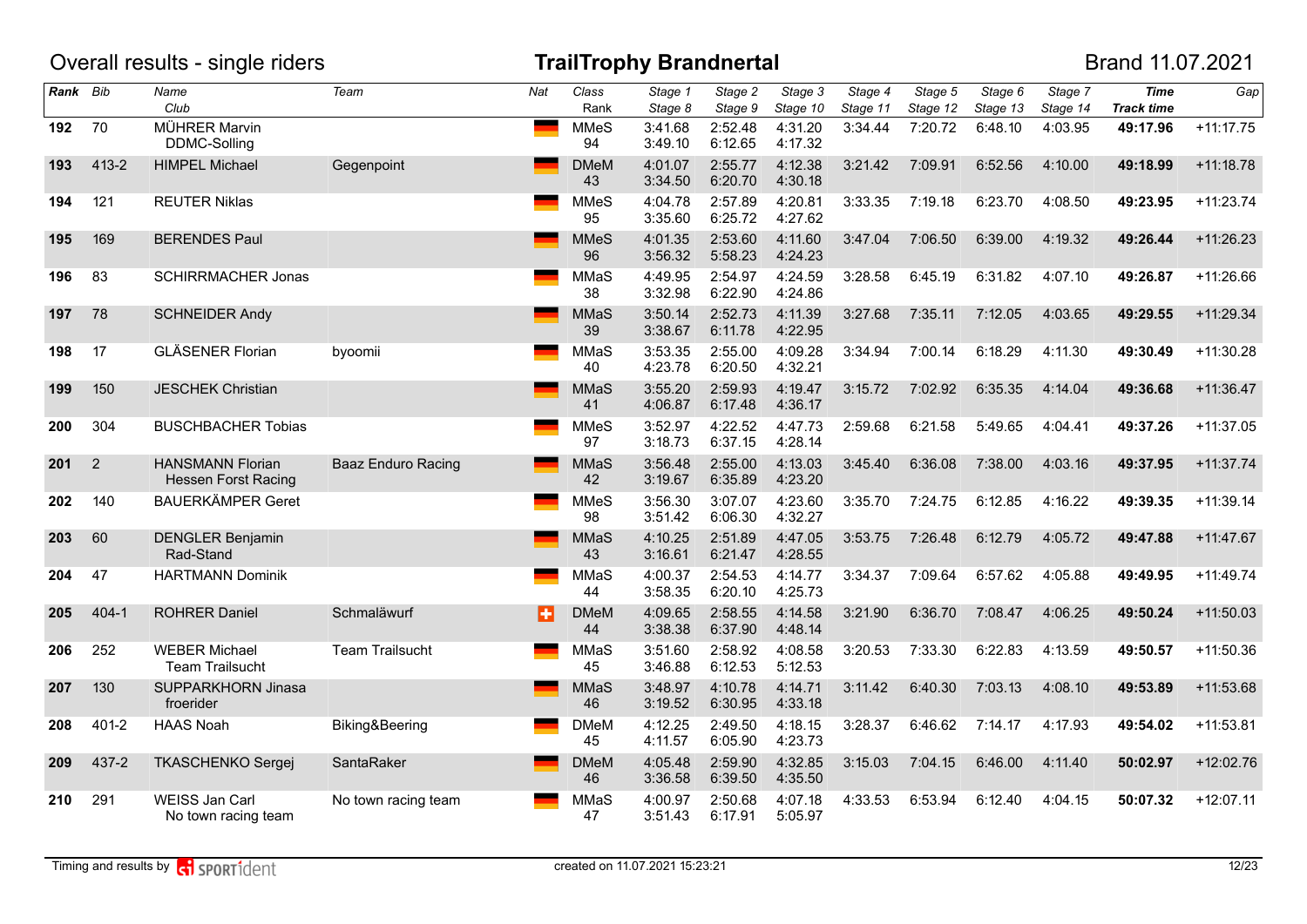# Overall results - single riders

## TrailTrophy Brandnertal

Brand 11.07.2021

| Rank | Bib | Name / Club | Team | Nat | Class / Rank | Stage 1 / Stage 8 | Stage 2 / Stage 9 | Stage 3 / Stage 10 | Stage 4 / Stage 11 | Stage 5 / Stage 12 | Stage 6 / Stage 13 | Stage 7 / Stage 14 | Time / Track time | Gap |
|---|---|---|---|---|---|---|---|---|---|---|---|---|---|---|
| **192** | 70 | MÜHRER Marvin / DDMC-Solling | | GER | MMeS 94 | 3:41.68 / 3:49.10 | 2:52.48 / 6:12.65 | 4:31.20 / 4:17.32 | 3:34.44 | 7:20.72 | 6:48.10 | 4:03.95 | **49:17.96** | +11:17.75 |
| **193** | 413-2 | HIMPEL Michael | Gegenpoint | GER | DMeM 43 | 4:01.07 / 3:34.50 | 2:55.77 / 6:20.70 | 4:12.38 / 4:30.18 | 3:21.42 | 7:09.91 | 6:52.56 | 4:10.00 | **49:18.99** | +11:18.78 |
| **194** | 121 | REUTER Niklas | | GER | MMeS 95 | 4:04.78 / 3:35.60 | 2:57.89 / 6:25.72 | 4:20.81 / 4:27.62 | 3:33.35 | 7:19.18 | 6:23.70 | 4:08.50 | **49:23.95** | +11:23.74 |
| **195** | 169 | BERENDES Paul | | GER | MMeS 96 | 4:01.35 / 3:56.32 | 2:53.60 / 5:58.23 | 4:11.60 / 4:24.23 | 3:47.04 | 7:06.50 | 6:39.00 | 4:19.32 | **49:26.44** | +11:26.23 |
| **196** | 83 | SCHIRRMACHER Jonas | | GER | MMaS 38 | 4:49.95 / 3:32.98 | 2:54.97 / 6:22.90 | 4:24.59 / 4:24.86 | 3:28.58 | 6:45.19 | 6:31.82 | 4:07.10 | **49:26.87** | +11:26.66 |
| **197** | 78 | SCHNEIDER Andy | | GER | MMaS 39 | 3:50.14 / 3:38.67 | 2:52.73 / 6:11.78 | 4:11.39 / 4:22.95 | 3:27.68 | 7:35.11 | 7:12.05 | 4:03.65 | **49:29.55** | +11:29.34 |
| **198** | 17 | GLÄSENER Florian | byoomii | GER | MMaS 40 | 3:53.35 / 4:23.78 | 2:55.00 / 6:20.50 | 4:09.28 / 4:32.21 | 3:34.94 | 7:00.14 | 6:18.29 | 4:11.30 | **49:30.49** | +11:30.28 |
| **199** | 150 | JESCHEK Christian | | GER | MMaS 41 | 3:55.20 / 4:06.87 | 2:59.93 / 6:17.48 | 4:19.47 / 4:36.17 | 3:15.72 | 7:02.92 | 6:35.35 | 4:14.04 | **49:36.68** | +11:36.47 |
| **200** | 304 | BUSCHBACHER Tobias | | GER | MMeS 97 | 3:52.97 / 3:18.73 | 4:22.52 / 6:37.15 | 4:47.73 / 4:28.14 | 2:59.68 | 6:21.58 | 5:49.65 | 4:04.41 | **49:37.26** | +11:37.05 |
| **201** | 2 | HANSMANN Florian / Hessen Forst Racing | Baaz Enduro Racing | GER | MMaS 42 | 3:56.48 / 3:19.67 | 2:55.00 / 6:35.89 | 4:13.03 / 4:23.20 | 3:45.40 | 6:36.08 | 7:38.00 | 4:03.16 | **49:37.95** | +11:37.74 |
| **202** | 140 | BAUERKÄMPER Geret | | GER | MMeS 98 | 3:56.30 / 3:51.42 | 3:07.07 / 6:06.30 | 4:23.60 / 4:32.27 | 3:35.70 | 7:24.75 | 6:12.85 | 4:16.22 | **49:39.35** | +11:39.14 |
| **203** | 60 | DENGLER Benjamin / Rad-Stand | | GER | MMaS 43 | 4:10.25 / 3:16.61 | 2:51.89 / 6:21.47 | 4:47.05 / 4:28.55 | 3:53.75 | 7:26.48 | 6:12.79 | 4:05.72 | **49:47.88** | +11:47.67 |
| **204** | 47 | HARTMANN Dominik | | GER | MMaS 44 | 4:00.37 / 3:58.35 | 2:54.53 / 6:20.10 | 4:14.77 / 4:25.73 | 3:34.37 | 7:09.64 | 6:57.62 | 4:05.88 | **49:49.95** | +11:49.74 |
| **205** | 404-1 | ROHRER Daniel | Schmaläwurf | SUI | DMeM 44 | 4:09.65 / 3:38.38 | 2:58.55 / 6:37.90 | 4:14.58 / 4:48.14 | 3:21.90 | 6:36.70 | 7:08.47 | 4:06.25 | **49:50.24** | +11:50.03 |
| **206** | 252 | WEBER Michael / Team Trailsucht | Team Trailsucht | GER | MMaS 45 | 3:51.60 / 3:46.88 | 2:58.92 / 6:12.53 | 4:08.58 / 5:12.53 | 3:20.53 | 7:33.30 | 6:22.83 | 4:13.59 | **49:50.57** | +11:50.36 |
| **207** | 130 | SUPPARKHORN Jinasa / froerider | | GER | MMaS 46 | 3:48.97 / 3:19.52 | 4:10.78 / 6:30.95 | 4:14.71 / 4:33.18 | 3:11.42 | 6:40.30 | 7:03.13 | 4:08.10 | **49:53.89** | +11:53.68 |
| **208** | 401-2 | HAAS Noah | Biking&Beering | GER | DMeM 45 | 4:12.25 / 4:11.57 | 2:49.50 / 6:05.90 | 4:18.15 / 4:23.73 | 3:28.37 | 6:46.62 | 7:14.17 | 4:17.93 | **49:54.02** | +11:53.81 |
| **209** | 437-2 | TKASCHENKO Sergej | SantaRaker | GER | DMeM 46 | 4:05.48 / 3:36.58 | 2:59.90 / 6:39.50 | 4:32.85 / 4:35.50 | 3:15.03 | 7:04.15 | 6:46.00 | 4:11.40 | **50:02.97** | +12:02.76 |
| **210** | 291 | WEISS Jan Carl / No town racing team | No town racing team | GER | MMaS 47 | 4:00.97 / 3:51.43 | 2:50.68 / 6:17.91 | 4:07.18 / 5:05.97 | 4:33.53 | 6:53.94 | 6:12.40 | 4:04.15 | **50:07.32** | +12:07.11 |

Timing and results by SPORTident

created on 11.07.2021 15:23:21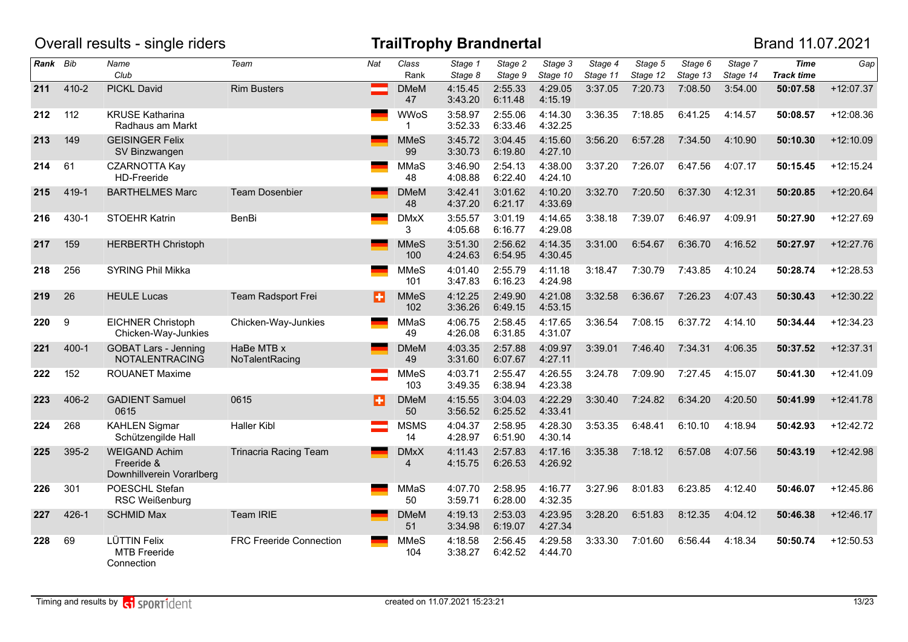# Overall results - single riders

## TrailTrophy Brandnertal

Brand 11.07.2021

| Rank | Bib | Name / Club | Team | Nat | Class / Rank | Stage 1 / Stage 8 | Stage 2 / Stage 9 | Stage 3 / Stage 10 | Stage 4 / Stage 11 | Stage 5 / Stage 12 | Stage 6 / Stage 13 | Stage 7 / Stage 14 | Time / Track time | Gap |
|---|---|---|---|---|---|---|---|---|---|---|---|---|---|---|
| **211** | 410-2 | PICKL David | Rim Busters | | DMeM 47 | 4:15.45 3:43.20 | 2:55.33 6:11.48 | 4:29.05 4:15.19 | 3:37.05 | 7:20.73 | 7:08.50 | 3:54.00 | **50:07.58** | +12:07.37 |
| **212** | 112 | KRUSE Katharina Radhaus am Markt | | | WWoS 1 | 3:58.97 3:52.33 | 2:55.06 6:33.46 | 4:14.30 4:32.25 | 3:36.35 | 7:18.85 | 6:41.25 | 4:14.57 | **50:08.57** | +12:08.36 |
| **213** | 149 | GEISINGER Felix SV Binzwangen | | | MMeS 99 | 3:45.72 3:30.73 | 3:04.45 6:19.80 | 4:15.60 4:27.10 | 3:56.20 | 6:57.28 | 7:34.50 | 4:10.90 | **50:10.30** | +12:10.09 |
| **214** | 61 | CZARNOTTA Kay HD-Freeride | | | MMaS 48 | 3:46.90 4:08.88 | 2:54.13 6:22.40 | 4:38.00 4:24.10 | 3:37.20 | 7:26.07 | 6:47.56 | 4:07.17 | **50:15.45** | +12:15.24 |
| **215** | 419-1 | BARTHELMES Marc | Team Dosenbier | | DMeM 48 | 3:42.41 4:37.20 | 3:01.62 6:21.17 | 4:10.20 4:33.69 | 3:32.70 | 7:20.50 | 6:37.30 | 4:12.31 | **50:20.85** | +12:20.64 |
| **216** | 430-1 | STOEHR Katrin | BenBi | | DMxX 3 | 3:55.57 4:05.68 | 3:01.19 6:16.77 | 4:14.65 4:29.08 | 3:38.18 | 7:39.07 | 6:46.97 | 4:09.91 | **50:27.90** | +12:27.69 |
| **217** | 159 | HERBERTH Christoph | | | MMeS 100 | 3:51.30 4:24.63 | 2:56.62 6:54.95 | 4:14.35 4:30.45 | 3:31.00 | 6:54.67 | 6:36.70 | 4:16.52 | **50:27.97** | +12:27.76 |
| **218** | 256 | SYRING Phil Mikka | | | MMeS 101 | 4:01.40 3:47.83 | 2:55.79 6:16.23 | 4:11.18 4:24.98 | 3:18.47 | 7:30.79 | 7:43.85 | 4:10.24 | **50:28.74** | +12:28.53 |
| **219** | 26 | HEULE Lucas | Team Radsport Frei | | MMeS 102 | 4:12.25 3:36.26 | 2:49.90 6:49.15 | 4:21.08 4:53.15 | 3:32.58 | 6:36.67 | 7:26.23 | 4:07.43 | **50:30.43** | +12:30.22 |
| **220** | 9 | EICHNER Christoph Chicken-Way-Junkies | Chicken-Way-Junkies | | MMaS 49 | 4:06.75 4:26.08 | 2:58.45 6:31.85 | 4:17.65 4:31.07 | 3:36.54 | 7:08.15 | 6:37.72 | 4:14.10 | **50:34.44** | +12:34.23 |
| **221** | 400-1 | GOBAT Lars - Jenning NOTALENTRACING | HaBe MTB x NoTalentRacing | | DMeM 49 | 4:03.35 3:31.60 | 2:57.88 6:07.67 | 4:09.97 4:27.11 | 3:39.01 | 7:46.40 | 7:34.31 | 4:06.35 | **50:37.52** | +12:37.31 |
| **222** | 152 | ROUANET Maxime | | | MMeS 103 | 4:03.71 3:49.35 | 2:55.47 6:38.94 | 4:26.55 4:23.38 | 3:24.78 | 7:09.90 | 7:27.45 | 4:15.07 | **50:41.30** | +12:41.09 |
| **223** | 406-2 | GADIENT Samuel 0615 | 0615 | | DMeM 50 | 4:15.55 3:56.52 | 3:04.03 6:25.52 | 4:22.29 4:33.41 | 3:30.40 | 7:24.82 | 6:34.20 | 4:20.50 | **50:41.99** | +12:41.78 |
| **224** | 268 | KAHLEN Sigmar Schützengilde Hall | Haller Kibl | | MSMS 14 | 4:04.37 4:28.97 | 2:58.95 6:51.90 | 4:28.30 4:30.14 | 3:53.35 | 6:48.41 | 6:10.10 | 4:18.94 | **50:42.93** | +12:42.72 |
| **225** | 395-2 | WEIGAND Achim Freeride & Downhillverein Vorarlberg | Trinacria Racing Team | | DMxX 4 | 4:11.43 4:15.75 | 2:57.83 6:26.53 | 4:17.16 4:26.92 | 3:35.38 | 7:18.12 | 6:57.08 | 4:07.56 | **50:43.19** | +12:42.98 |
| **226** | 301 | POESCHL Stefan RSC Weißenburg | | | MMaS 50 | 4:07.70 3:59.71 | 2:58.95 6:28.00 | 4:16.77 4:32.35 | 3:27.96 | 8:01.83 | 6:23.85 | 4:12.40 | **50:46.07** | +12:45.86 |
| **227** | 426-1 | SCHMID Max | Team IRIE | | DMeM 51 | 4:19.13 3:34.98 | 2:53.03 6:19.07 | 4:23.95 4:27.34 | 3:28.20 | 6:51.83 | 8:12.35 | 4:04.12 | **50:46.38** | +12:46.17 |
| **228** | 69 | LÜTTIN Felix MTB Freeride Connection | FRC Freeride Connection | | MMeS 104 | 4:18.58 3:38.27 | 2:56.45 6:42.52 | 4:29.58 4:44.70 | 3:33.30 | 7:01.60 | 6:56.44 | 4:18.34 | **50:50.74** | +12:50.53 |

Timing and results by SPORTident — created on 11.07.2021 15:23:21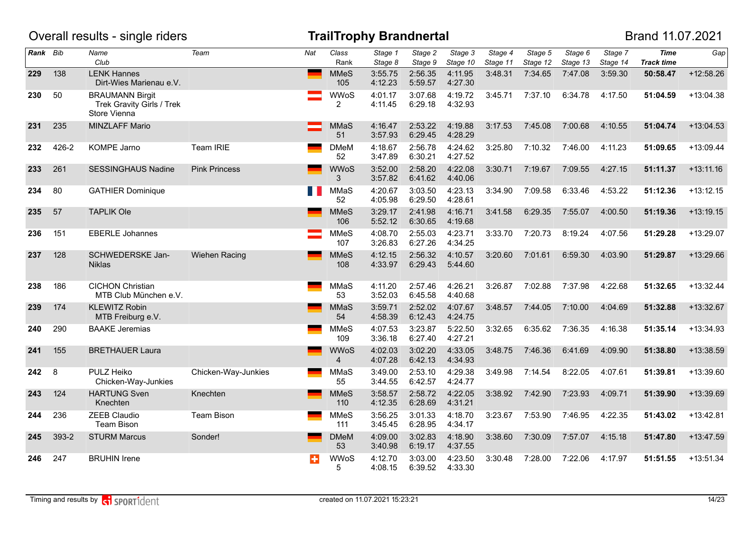Overall results - single riders

# TrailTrophy Brandnertal

Brand 11.07.2021

| Rank | Bib | Name / Club | Team | Nat | Class / Rank | Stage 1 / Stage 8 | Stage 2 / Stage 9 | Stage 3 / Stage 10 | Stage 4 / Stage 11 | Stage 5 / Stage 12 | Stage 6 / Stage 13 | Stage 7 / Stage 14 | Time / Track time | Gap |
|---|---|---|---|---|---|---|---|---|---|---|---|---|---|---|
| **229** | 138 | LENK Hannes<br>Dirt-Wies Marienau e.V. | | GER | MMeS<br>105 | 3:55.75<br>4:12.23 | 2:56.35<br>5:59.57 | 4:11.95<br>4:27.30 | 3:48.31 | 7:34.65 | 7:47.08 | 3:59.30 | **50:58.47** | +12:58.26 |
| **230** | 50 | BRAUMANN Birgit<br>Trek Gravity Girls / Trek Store Vienna | | AUT | WWoS<br>2 | 4:01.17<br>4:11.45 | 3:07.68<br>6:29.18 | 4:19.72<br>4:32.93 | 3:45.71 | 7:37.10 | 6:34.78 | 4:17.50 | **51:04.59** | +13:04.38 |
| **231** | 235 | MINZLAFF Mario | | AUT | MMaS<br>51 | 4:16.47<br>3:57.93 | 2:53.22<br>6:29.45 | 4:19.88<br>4:28.29 | 3:17.53 | 7:45.08 | 7:00.68 | 4:10.55 | **51:04.74** | +13:04.53 |
| **232** | 426-2 | KOMPE Jarno | Team IRIE | GER | DMeM<br>52 | 4:18.67<br>3:47.89 | 2:56.78<br>6:30.21 | 4:24.62<br>4:27.52 | 3:25.80 | 7:10.32 | 7:46.00 | 4:11.23 | **51:09.65** | +13:09.44 |
| **233** | 261 | SESSINGHAUS Nadine | Pink Princess | GER | WWoS<br>3 | 3:52.00<br>3:57.82 | 2:58.20<br>6:41.62 | 4:22.08<br>4:40.06 | 3:30.71 | 7:19.67 | 7:09.55 | 4:27.15 | **51:11.37** | +13:11.16 |
| **234** | 80 | GATHIER Dominique | | FRA | MMaS<br>52 | 4:20.67<br>4:05.98 | 3:03.50<br>6:29.50 | 4:23.13<br>4:28.61 | 3:34.90 | 7:09.58 | 6:33.46 | 4:53.22 | **51:12.36** | +13:12.15 |
| **235** | 57 | TAPLIK Ole | | GER | MMeS<br>106 | 3:29.17<br>5:52.12 | 2:41.98<br>6:30.65 | 4:16.71<br>4:19.68 | 3:41.58 | 6:29.35 | 7:55.07 | 4:00.50 | **51:19.36** | +13:19.15 |
| **236** | 151 | EBERLE Johannes | | AUT | MMeS<br>107 | 4:08.70<br>3:26.83 | 2:55.03<br>6:27.26 | 4:23.71<br>4:34.25 | 3:33.70 | 7:20.73 | 8:19.24 | 4:07.56 | **51:29.28** | +13:29.07 |
| **237** | 128 | SCHWEDERSKE Jan-Niklas | Wiehen Racing | GER | MMeS<br>108 | 4:12.15<br>4:33.97 | 2:56.32<br>6:29.43 | 4:10.57<br>5:44.60 | 3:20.60 | 7:01.61 | 6:59.30 | 4:03.90 | **51:29.87** | +13:29.66 |
| **238** | 186 | CICHON Christian<br>MTB Club München e.V. | | GER | MMaS<br>53 | 4:11.20<br>3:52.03 | 2:57.46<br>6:45.58 | 4:26.21<br>4:40.68 | 3:26.87 | 7:02.88 | 7:37.98 | 4:22.68 | **51:32.65** | +13:32.44 |
| **239** | 174 | KLEWITZ Robin<br>MTB Freiburg e.V. | | GER | MMaS<br>54 | 3:59.71<br>4:58.39 | 2:52.02<br>6:12.43 | 4:07.67<br>4:24.75 | 3:48.57 | 7:44.05 | 7:10.00 | 4:04.69 | **51:32.88** | +13:32.67 |
| **240** | 290 | BAAKE Jeremias | | GER | MMeS<br>109 | 4:07.53<br>3:36.18 | 3:23.87<br>6:27.40 | 5:22.50<br>4:27.21 | 3:32.65 | 6:35.62 | 7:36.35 | 4:16.38 | **51:35.14** | +13:34.93 |
| **241** | 155 | BRETHAUER Laura | | GER | WWoS<br>4 | 4:02.03<br>4:07.28 | 3:02.20<br>6:42.13 | 4:33.05<br>4:34.93 | 3:48.75 | 7:46.36 | 6:41.69 | 4:09.90 | **51:38.80** | +13:38.59 |
| **242** | 8 | PULZ Heiko<br>Chicken-Way-Junkies | Chicken-Way-Junkies | GER | MMaS<br>55 | 3:49.00<br>3:44.55 | 2:53.10<br>6:42.57 | 4:29.38<br>4:24.77 | 3:49.98 | 7:14.54 | 8:22.05 | 4:07.61 | **51:39.81** | +13:39.60 |
| **243** | 124 | HARTUNG Sven<br>Knechten | Knechten | GER | MMeS<br>110 | 3:58.57<br>4:12.35 | 2:58.72<br>6:28.69 | 4:22.05<br>4:31.21 | 3:38.92 | 7:42.90 | 7:23.93 | 4:09.71 | **51:39.90** | +13:39.69 |
| **244** | 236 | ZEEB Claudio<br>Team Bison | Team Bison | GER | MMeS<br>111 | 3:56.25<br>3:45.45 | 3:01.33<br>6:28.95 | 4:18.70<br>4:34.17 | 3:23.67 | 7:53.90 | 7:46.95 | 4:22.35 | **51:43.02** | +13:42.81 |
| **245** | 393-2 | STURM Marcus | Sonder! | GER | DMeM<br>53 | 4:09.00<br>3:40.98 | 3:02.83<br>6:19.17 | 4:18.90<br>4:37.55 | 3:38.60 | 7:30.09 | 7:57.07 | 4:15.18 | **51:47.80** | +13:47.59 |
| **246** | 247 | BRUHIN Irene | | SUI | WWoS<br>5 | 4:12.70<br>4:08.15 | 3:03.00<br>6:39.52 | 4:23.50<br>4:33.30 | 3:30.48 | 7:28.00 | 7:22.06 | 4:17.97 | **51:51.55** | +13:51.34 |

Timing and results by SPORTident — created on 11.07.2021 15:23:21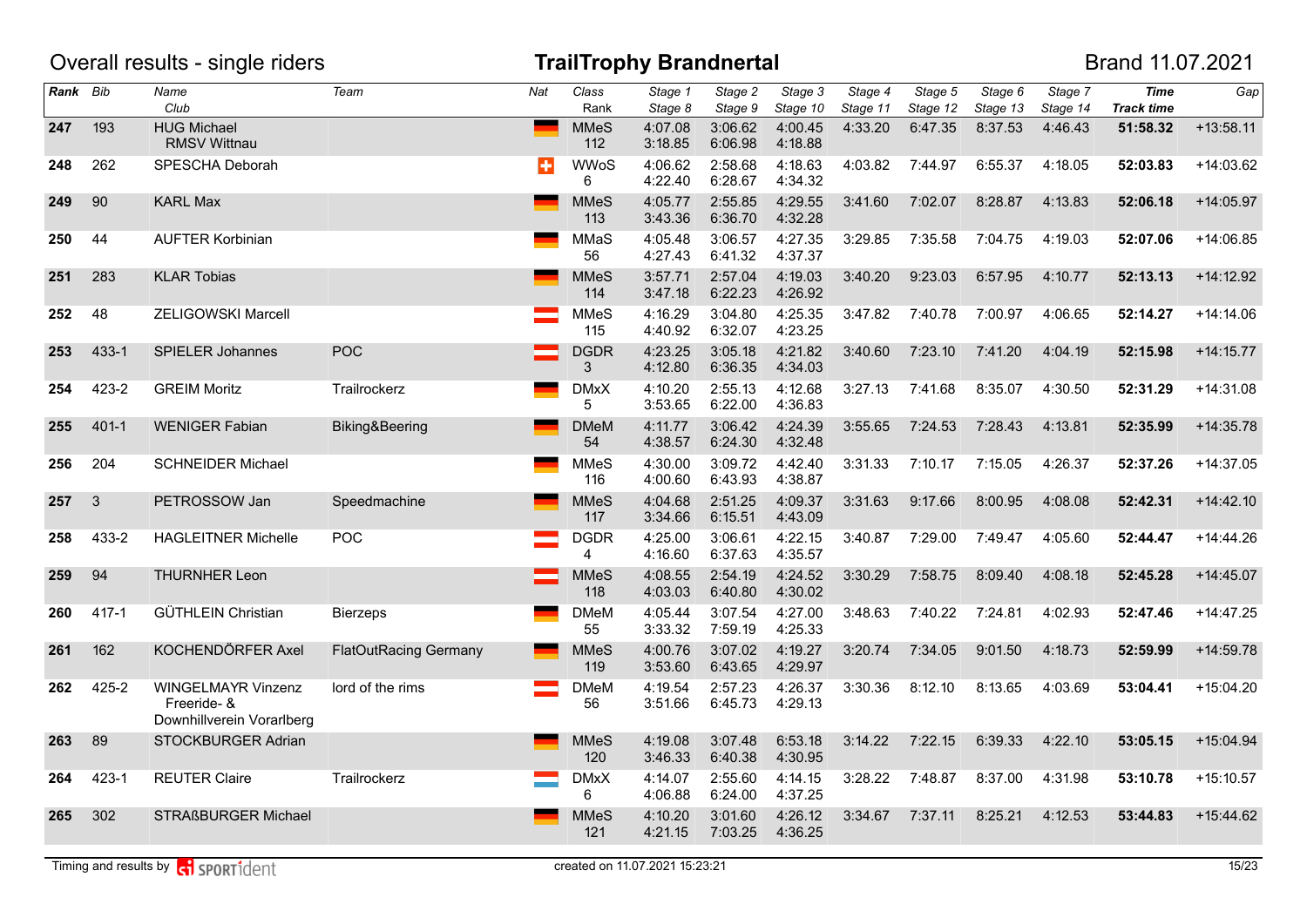# Overall results - single riders

## TrailTrophy Brandnertal

Brand 11.07.2021

| Rank | Bib | Name / Club | Team | Nat | Class / Rank | Stage 1 / Stage 8 | Stage 2 / Stage 9 | Stage 3 / Stage 10 | Stage 4 / Stage 11 | Stage 5 / Stage 12 | Stage 6 / Stage 13 | Stage 7 / Stage 14 | Time / Track time | Gap |
|---|---|---|---|---|---|---|---|---|---|---|---|---|---|---|
| **247** | 193 | HUG Michael / RMSV Wittnau | | GER | MMeS 112 | 4:07.08 / 3:18.85 | 3:06.62 / 6:06.98 | 4:00.45 / 4:18.88 | 4:33.20 | 6:47.35 | 8:37.53 | 4:46.43 | **51:58.32** | +13:58.11 |
| **248** | 262 | SPESCHA Deborah | | SUI | WWoS 6 | 4:06.62 / 4:22.40 | 2:58.68 / 6:28.67 | 4:18.63 / 4:34.32 | 4:03.82 | 7:44.97 | 6:55.37 | 4:18.05 | **52:03.83** | +14:03.62 |
| **249** | 90 | KARL Max | | GER | MMeS 113 | 4:05.77 / 3:43.36 | 2:55.85 / 6:36.70 | 4:29.55 / 4:32.28 | 3:41.60 | 7:02.07 | 8:28.87 | 4:13.83 | **52:06.18** | +14:05.97 |
| **250** | 44 | AUFTER Korbinian | | GER | MMaS 56 | 4:05.48 / 4:27.43 | 3:06.57 / 6:41.32 | 4:27.35 / 4:37.37 | 3:29.85 | 7:35.58 | 7:04.75 | 4:19.03 | **52:07.06** | +14:06.85 |
| **251** | 283 | KLAR Tobias | | GER | MMeS 114 | 3:57.71 / 3:47.18 | 2:57.04 / 6:22.23 | 4:19.03 / 4:26.92 | 3:40.20 | 9:23.03 | 6:57.95 | 4:10.77 | **52:13.13** | +14:12.92 |
| **252** | 48 | ZELIGOWSKI Marcell | | AUT | MMeS 115 | 4:16.29 / 4:40.92 | 3:04.80 / 6:32.07 | 4:25.35 / 4:23.25 | 3:47.82 | 7:40.78 | 7:00.97 | 4:06.65 | **52:14.27** | +14:14.06 |
| **253** | 433-1 | SPIELER Johannes | POC | AUT | DGDR 3 | 4:23.25 / 4:12.80 | 3:05.18 / 6:36.35 | 4:21.82 / 4:34.03 | 3:40.60 | 7:23.10 | 7:41.20 | 4:04.19 | **52:15.98** | +14:15.77 |
| **254** | 423-2 | GREIM Moritz | Trailrockerz | GER | DMxX 5 | 4:10.20 / 3:53.65 | 2:55.13 / 6:22.00 | 4:12.68 / 4:36.83 | 3:27.13 | 7:41.68 | 8:35.07 | 4:30.50 | **52:31.29** | +14:31.08 |
| **255** | 401-1 | WENIGER Fabian | Biking&Beering | GER | DMeM 54 | 4:11.77 / 4:38.57 | 3:06.42 / 6:24.30 | 4:24.39 / 4:32.48 | 3:55.65 | 7:24.53 | 7:28.43 | 4:13.81 | **52:35.99** | +14:35.78 |
| **256** | 204 | SCHNEIDER Michael | | GER | MMeS 116 | 4:30.00 / 4:00.60 | 3:09.72 / 6:43.93 | 4:42.40 / 4:38.87 | 3:31.33 | 7:10.17 | 7:15.05 | 4:26.37 | **52:37.26** | +14:37.05 |
| **257** | 3 | PETROSSOW Jan | Speedmachine | GER | MMeS 117 | 4:04.68 / 3:34.66 | 2:51.25 / 6:15.51 | 4:09.37 / 4:43.09 | 3:31.63 | 9:17.66 | 8:00.95 | 4:08.08 | **52:42.31** | +14:42.10 |
| **258** | 433-2 | HAGLEITNER Michelle | POC | AUT | DGDR 4 | 4:25.00 / 4:16.60 | 3:06.61 / 6:37.63 | 4:22.15 / 4:35.57 | 3:40.87 | 7:29.00 | 7:49.47 | 4:05.60 | **52:44.47** | +14:44.26 |
| **259** | 94 | THURNHER Leon | | AUT | MMeS 118 | 4:08.55 / 4:03.03 | 2:54.19 / 6:40.80 | 4:24.52 / 4:30.02 | 3:30.29 | 7:58.75 | 8:09.40 | 4:08.18 | **52:45.28** | +14:45.07 |
| **260** | 417-1 | GÜTHLEIN Christian | Bierzeps | GER | DMeM 55 | 4:05.44 / 3:33.32 | 3:07.54 / 7:59.19 | 4:27.00 / 4:25.33 | 3:48.63 | 7:40.22 | 7:24.81 | 4:02.93 | **52:47.46** | +14:47.25 |
| **261** | 162 | KOCHENDÖRFER Axel | FlatOutRacing Germany | GER | MMeS 119 | 4:00.76 / 3:53.60 | 3:07.02 / 6:43.65 | 4:19.27 / 4:29.97 | 3:20.74 | 7:34.05 | 9:01.50 | 4:18.73 | **52:59.99** | +14:59.78 |
| **262** | 425-2 | WINGELMAYR Vinzenz / Freeride- & Downhillverein Vorarlberg | lord of the rims | AUT | DMeM 56 | 4:19.54 / 3:51.66 | 2:57.23 / 6:45.73 | 4:26.37 / 4:29.13 | 3:30.36 | 8:12.10 | 8:13.65 | 4:03.69 | **53:04.41** | +15:04.20 |
| **263** | 89 | STOCKBURGER Adrian | | GER | MMeS 120 | 4:19.08 / 3:46.33 | 3:07.48 / 6:40.38 | 6:53.18 / 4:30.95 | 3:14.22 | 7:22.15 | 6:39.33 | 4:22.10 | **53:05.15** | +15:04.94 |
| **264** | 423-1 | REUTER Claire | Trailrockerz | ARG | DMxX 6 | 4:14.07 / 4:06.88 | 2:55.60 / 6:24.00 | 4:14.15 / 4:37.25 | 3:28.22 | 7:48.87 | 8:37.00 | 4:31.98 | **53:10.78** | +15:10.57 |
| **265** | 302 | STRAßBURGER Michael | | GER | MMeS 121 | 4:10.20 / 4:21.15 | 3:01.60 / 7:03.25 | 4:26.12 / 4:36.25 | 3:34.67 | 7:37.11 | 8:25.21 | 4:12.53 | **53:44.83** | +15:44.62 |

Timing and results by SPORTident

created on 11.07.2021 15:23:21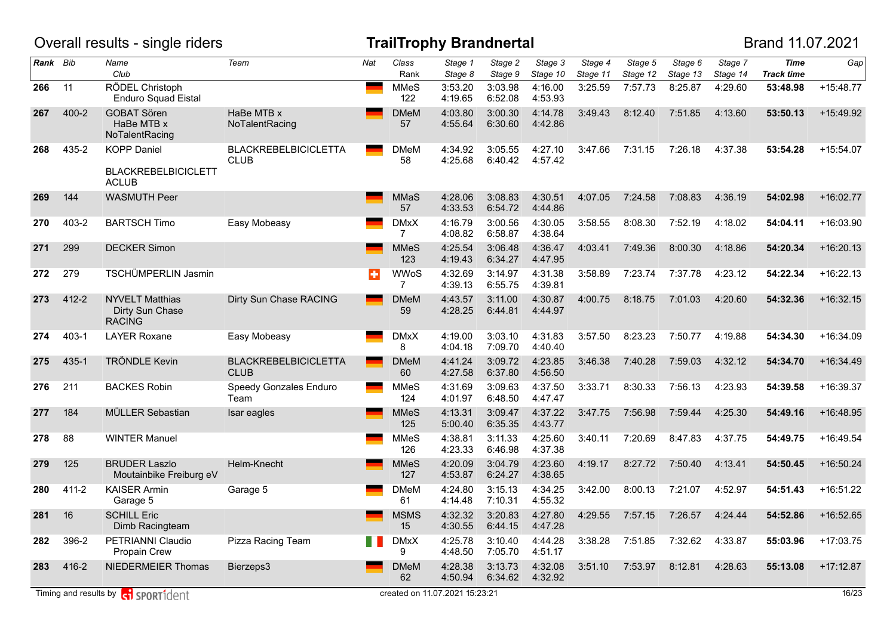# Overall results - single riders

## TrailTrophy Brandnertal

Brand 11.07.2021

| Rank | Bib | Name / Club | Team | Nat | Class / Rank | Stage 1 / Stage 8 | Stage 2 / Stage 9 | Stage 3 / Stage 10 | Stage 4 / Stage 11 | Stage 5 / Stage 12 | Stage 6 / Stage 13 | Stage 7 / Stage 14 | Time / Track time | Gap |
|---|---|---|---|---|---|---|---|---|---|---|---|---|---|---|
| **266** | 11 | RÖDEL Christoph<br>Enduro Squad Eistal | | GER | MMeS<br>122 | 3:53.20<br>4:19.65 | 3:03.98<br>6:52.08 | 4:16.00<br>4:53.93 | 3:25.59 | 7:57.73 | 8:25.87 | 4:29.60 | **53:48.98** | +15:48.77 |
| **267** | 400-2 | GOBAT Sören<br>HaBe MTB x NoTalentRacing | HaBe MTB x NoTalentRacing | GER | DMeM<br>57 | 4:03.80<br>4:55.64 | 3:00.30<br>6:30.60 | 4:14.78<br>4:42.86 | 3:49.43 | 8:12.40 | 7:51.85 | 4:13.60 | **53:50.13** | +15:49.92 |
| **268** | 435-2 | KOPP Daniel<br>BLACKREBELBICICLETTACLUB | BLACKREBELBICICLETTA CLUB | GER | DMeM<br>58 | 4:34.92<br>4:25.68 | 3:05.55<br>6:40.42 | 4:27.10<br>4:57.42 | 3:47.66 | 7:31.15 | 7:26.18 | 4:37.38 | **53:54.28** | +15:54.07 |
| **269** | 144 | WASMUTH Peer | | GER | MMaS<br>57 | 4:28.06<br>4:33.53 | 3:08.83<br>6:54.72 | 4:30.51<br>4:44.86 | 4:07.05 | 7:24.58 | 7:08.83 | 4:36.19 | **54:02.98** | +16:02.77 |
| **270** | 403-2 | BARTSCH Timo | Easy Mobeasy | GER | DMxX<br>7 | 4:16.79<br>4:08.82 | 3:00.56<br>6:58.87 | 4:30.05<br>4:38.64 | 3:58.55 | 8:08.30 | 7:52.19 | 4:18.02 | **54:04.11** | +16:03.90 |
| **271** | 299 | DECKER Simon | | GER | MMeS<br>123 | 4:25.54<br>4:19.43 | 3:06.48<br>6:34.27 | 4:36.47<br>4:47.95 | 4:03.41 | 7:49.36 | 8:00.30 | 4:18.86 | **54:20.34** | +16:20.13 |
| **272** | 279 | TSCHÜMPERLIN Jasmin | | SUI | WWoS<br>7 | 4:32.69<br>4:39.13 | 3:14.97<br>6:55.75 | 4:31.38<br>4:39.81 | 3:58.89 | 7:23.74 | 7:37.78 | 4:23.12 | **54:22.34** | +16:22.13 |
| **273** | 412-2 | NYVELT Matthias<br>Dirty Sun Chase RACING | Dirty Sun Chase RACING | GER | DMeM<br>59 | 4:43.57<br>4:28.25 | 3:11.00<br>6:44.81 | 4:30.87<br>4:44.97 | 4:00.75 | 8:18.75 | 7:01.03 | 4:20.60 | **54:32.36** | +16:32.15 |
| **274** | 403-1 | LAYER Roxane | Easy Mobeasy | GER | DMxX<br>8 | 4:19.00<br>4:04.18 | 3:03.10<br>7:09.70 | 4:31.83<br>4:40.40 | 3:57.50 | 8:23.23 | 7:50.77 | 4:19.88 | **54:34.30** | +16:34.09 |
| **275** | 435-1 | TRÖNDLE Kevin | BLACKREBELBICICLETTA CLUB | GER | DMeM<br>60 | 4:41.24<br>4:27.58 | 3:09.72<br>6:37.80 | 4:23.85<br>4:56.50 | 3:46.38 | 7:40.28 | 7:59.03 | 4:32.12 | **54:34.70** | +16:34.49 |
| **276** | 211 | BACKES Robin | Speedy Gonzales Enduro Team | GER | MMeS<br>124 | 4:31.69<br>4:01.97 | 3:09.63<br>6:48.50 | 4:37.50<br>4:47.47 | 3:33.71 | 8:30.33 | 7:56.13 | 4:23.93 | **54:39.58** | +16:39.37 |
| **277** | 184 | MÜLLER Sebastian | Isar eagles | GER | MMeS<br>125 | 4:13.31<br>5:00.40 | 3:09.47<br>6:35.35 | 4:37.22<br>4:43.77 | 3:47.75 | 7:56.98 | 7:59.44 | 4:25.30 | **54:49.16** | +16:48.95 |
| **278** | 88 | WINTER Manuel | | GER | MMeS<br>126 | 4:38.81<br>4:23.33 | 3:11.33<br>6:46.98 | 4:25.60<br>4:37.38 | 3:40.11 | 7:20.69 | 8:47.83 | 4:37.75 | **54:49.75** | +16:49.54 |
| **279** | 125 | BRUDER Laszlo<br>Moutainbike Freiburg eV | Helm-Knecht | GER | MMeS<br>127 | 4:20.09<br>4:53.87 | 3:04.79<br>6:24.27 | 4:23.60<br>4:38.65 | 4:19.17 | 8:27.72 | 7:50.40 | 4:13.41 | **54:50.45** | +16:50.24 |
| **280** | 411-2 | KAISER Armin<br>Garage 5 | Garage 5 | GER | DMeM<br>61 | 4:24.80<br>4:14.48 | 3:15.13<br>7:10.31 | 4:34.25<br>4:55.32 | 3:42.00 | 8:00.13 | 7:21.07 | 4:52.97 | **54:51.43** | +16:51.22 |
| **281** | 16 | SCHILL Eric<br>Dimb Racingteam | | GER | MSMS<br>15 | 4:32.32<br>4:30.55 | 3:20.83<br>6:44.15 | 4:27.80<br>4:47.28 | 4:29.55 | 7:57.15 | 7:26.57 | 4:24.44 | **54:52.86** | +16:52.65 |
| **282** | 396-2 | PETRIANNI Claudio<br>Propain Crew | Pizza Racing Team | ITA | DMxX<br>9 | 4:25.78<br>4:48.50 | 3:10.40<br>7:05.70 | 4:44.28<br>4:51.17 | 3:38.28 | 7:51.85 | 7:32.62 | 4:33.87 | **55:03.96** | +17:03.75 |
| **283** | 416-2 | NIEDERMEIER Thomas | Bierzeps3 | GER | DMeM<br>62 | 4:28.38<br>4:50.94 | 3:13.73<br>6:34.62 | 4:32.08<br>4:32.92 | 3:51.10 | 7:53.97 | 8:12.81 | 4:28.63 | **55:13.08** | +17:12.87 |

Timing and results by SPORTident

created on 11.07.2021 15:23:21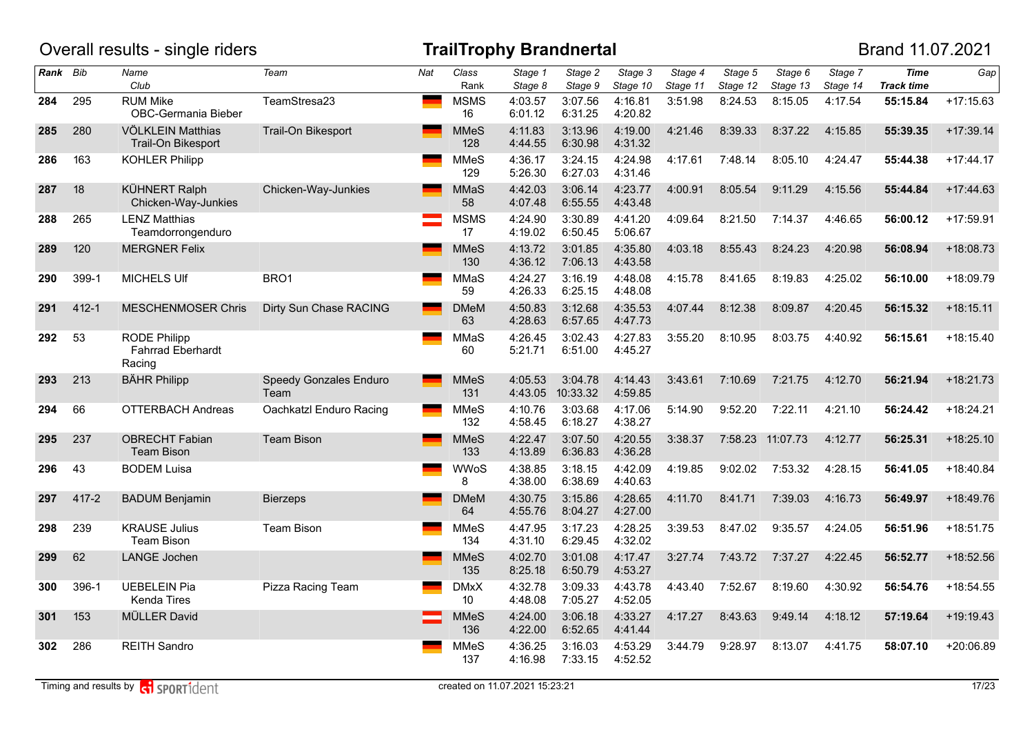# Overall results - single riders

## TrailTrophy Brandnertal

Brand 11.07.2021

| Rank | Bib | Name / Club | Team | Nat | Class / Rank | Stage 1 / Stage 8 | Stage 2 / Stage 9 | Stage 3 / Stage 10 | Stage 4 / Stage 11 | Stage 5 / Stage 12 | Stage 6 / Stage 13 | Stage 7 / Stage 14 | Time / Track time | Gap |
|---|---|---|---|---|---|---|---|---|---|---|---|---|---|---|
| **284** | 295 | RUM Mike<br>OBC-Germania Bieber | TeamStresa23 | GER | MSMS<br>16 | 4:03.57<br>6:01.12 | 3:07.56<br>6:31.25 | 4:16.81<br>4:20.82 | 3:51.98 | 8:24.53 | 8:15.05 | 4:17.54 | **55:15.84** | +17:15.63 |
| **285** | 280 | VÖLKLEIN Matthias<br>Trail-On Bikesport | Trail-On Bikesport | GER | MMeS<br>128 | 4:11.83<br>4:44.55 | 3:13.96<br>6:30.98 | 4:19.00<br>4:31.32 | 4:21.46 | 8:39.33 | 8:37.22 | 4:15.85 | **55:39.35** | +17:39.14 |
| **286** | 163 | KOHLER Philipp | | GER | MMeS<br>129 | 4:36.17<br>5:26.30 | 3:24.15<br>6:27.03 | 4:24.98<br>4:31.46 | 4:17.61 | 7:48.14 | 8:05.10 | 4:24.47 | **55:44.38** | +17:44.17 |
| **287** | 18 | KÜHNERT Ralph<br>Chicken-Way-Junkies | Chicken-Way-Junkies | GER | MMaS<br>58 | 4:42.03<br>4:07.48 | 3:06.14<br>6:55.55 | 4:23.77<br>4:43.48 | 4:00.91 | 8:05.54 | 9:11.29 | 4:15.56 | **55:44.84** | +17:44.63 |
| **288** | 265 | LENZ Matthias<br>Teamdorrongenduro | | AUT | MSMS<br>17 | 4:24.90<br>4:19.02 | 3:30.89<br>6:50.45 | 4:41.20<br>5:06.67 | 4:09.64 | 8:21.50 | 7:14.37 | 4:46.65 | **56:00.12** | +17:59.91 |
| **289** | 120 | MERGNER Felix | | GER | MMeS<br>130 | 4:13.72<br>4:36.12 | 3:01.85<br>7:06.13 | 4:35.80<br>4:43.58 | 4:03.18 | 8:55.43 | 8:24.23 | 4:20.98 | **56:08.94** | +18:08.73 |
| **290** | 399-1 | MICHELS Ulf | BRO1 | GER | MMaS<br>59 | 4:24.27<br>4:26.33 | 3:16.19<br>6:25.15 | 4:48.08<br>4:48.08 | 4:15.78 | 8:41.65 | 8:19.83 | 4:25.02 | **56:10.00** | +18:09.79 |
| **291** | 412-1 | MESCHENMOSER Chris | Dirty Sun Chase RACING | GER | DMeM<br>63 | 4:50.83<br>4:28.63 | 3:12.68<br>6:57.65 | 4:35.53<br>4:47.73 | 4:07.44 | 8:12.38 | 8:09.87 | 4:20.45 | **56:15.32** | +18:15.11 |
| **292** | 53 | RODE Philipp<br>Fahrrad Eberhardt Racing | | GER | MMaS<br>60 | 4:26.45<br>5:21.71 | 3:02.43<br>6:51.00 | 4:27.83<br>4:45.27 | 3:55.20 | 8:10.95 | 8:03.75 | 4:40.92 | **56:15.61** | +18:15.40 |
| **293** | 213 | BÄHR Philipp | Speedy Gonzales Enduro Team | GER | MMeS<br>131 | 4:05.53<br>4:43.05 | 3:04.78<br>10:33.32 | 4:14.43<br>4:59.85 | 3:43.61 | 7:10.69 | 7:21.75 | 4:12.70 | **56:21.94** | +18:21.73 |
| **294** | 66 | OTTERBACH Andreas | Oachkatzl Enduro Racing | GER | MMeS<br>132 | 4:10.76<br>4:58.45 | 3:03.68<br>6:18.27 | 4:17.06<br>4:38.27 | 5:14.90 | 9:52.20 | 7:22.11 | 4:21.10 | **56:24.42** | +18:24.21 |
| **295** | 237 | OBRECHT Fabian<br>Team Bison | Team Bison | GER | MMeS<br>133 | 4:22.47<br>4:13.89 | 3:07.50<br>6:36.83 | 4:20.55<br>4:36.28 | 3:38.37 | 7:58.23 | 11:07.73 | 4:12.77 | **56:25.31** | +18:25.10 |
| **296** | 43 | BODEM Luisa | | GER | WWoS<br>8 | 4:38.85<br>4:38.00 | 3:18.15<br>6:38.69 | 4:42.09<br>4:40.63 | 4:19.85 | 9:02.02 | 7:53.32 | 4:28.15 | **56:41.05** | +18:40.84 |
| **297** | 417-2 | BADUM Benjamin | Bierzeps | GER | DMeM<br>64 | 4:30.75<br>4:55.76 | 3:15.86<br>8:04.27 | 4:28.65<br>4:27.00 | 4:11.70 | 8:41.71 | 7:39.03 | 4:16.73 | **56:49.97** | +18:49.76 |
| **298** | 239 | KRAUSE Julius<br>Team Bison | Team Bison | GER | MMeS<br>134 | 4:47.95<br>4:31.10 | 3:17.23<br>6:29.45 | 4:28.25<br>4:32.02 | 3:39.53 | 8:47.02 | 9:35.57 | 4:24.05 | **56:51.96** | +18:51.75 |
| **299** | 62 | LANGE Jochen | | GER | MMeS<br>135 | 4:02.70<br>8:25.18 | 3:01.08<br>6:50.79 | 4:17.47<br>4:53.27 | 3:27.74 | 7:43.72 | 7:37.27 | 4:22.45 | **56:52.77** | +18:52.56 |
| **300** | 396-1 | UEBELEIN Pia<br>Kenda Tires | Pizza Racing Team | GER | DMxX<br>10 | 4:32.78<br>4:48.08 | 3:09.33<br>7:05.27 | 4:43.78<br>4:52.05 | 4:43.40 | 7:52.67 | 8:19.60 | 4:30.92 | **56:54.76** | +18:54.55 |
| **301** | 153 | MÜLLER David | | AUT | MMeS<br>136 | 4:24.00<br>4:22.00 | 3:06.18<br>6:52.65 | 4:33.27<br>4:41.44 | 4:17.27 | 8:43.63 | 9:49.14 | 4:18.12 | **57:19.64** | +19:19.43 |
| **302** | 286 | REITH Sandro | | GER | MMeS<br>137 | 4:36.25<br>4:16.98 | 3:16.03<br>7:33.15 | 4:53.29<br>4:52.52 | 3:44.79 | 9:28.97 | 8:13.07 | 4:41.75 | **58:07.10** | +20:06.89 |

Timing and results by SPORTident

created on 11.07.2021 15:23:21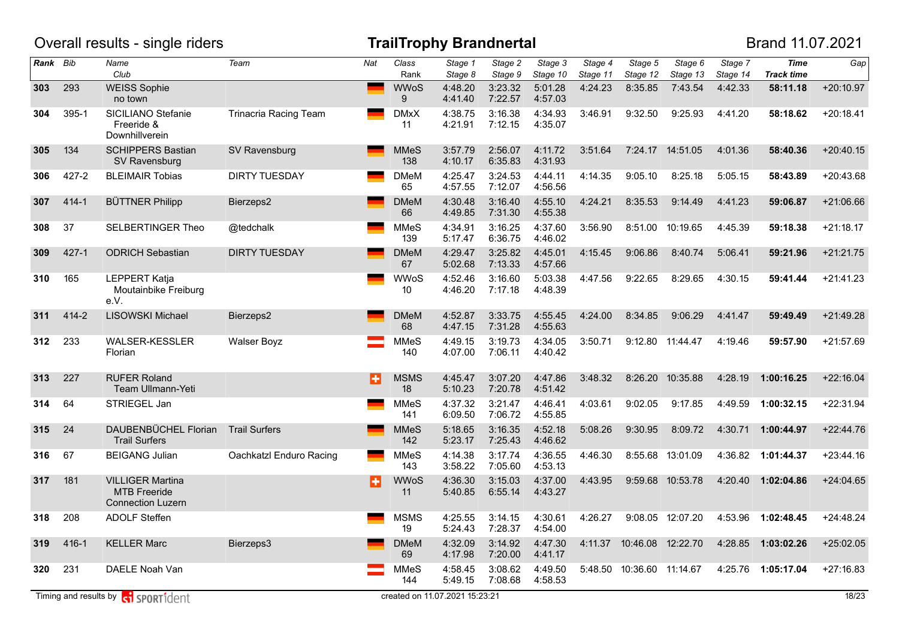# Overall results - single riders

## TrailTrophy Brandnertal

Brand 11.07.2021

| Rank | Bib | Name / Club | Team | Nat | Class / Rank | Stage 1 / Stage 8 | Stage 2 / Stage 9 | Stage 3 / Stage 10 | Stage 4 / Stage 11 | Stage 5 / Stage 12 | Stage 6 / Stage 13 | Stage 7 / Stage 14 | Time / Track time | Gap |
|---|---|---|---|---|---|---|---|---|---|---|---|---|---|---|
| 303 | 293 | WEISS Sophie / no town | | GER | WWoS 9 | 4:48.20 / 4:41.40 | 3:23.32 / 7:22.57 | 5:01.28 / 4:57.03 | 4:24.23 | 8:35.85 | 7:43.54 | 4:42.33 | **58:11.18** | +20:10.97 |
| 304 | 395-1 | SICILIANO Stefanie / Freeride & Downhillverein | Trinacria Racing Team | GER | DMxX 11 | 4:38.75 / 4:21.91 | 3:16.38 / 7:12.15 | 4:34.93 / 4:35.07 | 3:46.91 | 9:32.50 | 9:25.93 | 4:41.20 | **58:18.62** | +20:18.41 |
| 305 | 134 | SCHIPPERS Bastian / SV Ravensburg | SV Ravensburg | GER | MMeS 138 | 3:57.79 / 4:10.17 | 2:56.07 / 6:35.83 | 4:11.72 / 4:31.93 | 3:51.64 | 7:24.17 | 14:51.05 | 4:01.36 | **58:40.36** | +20:40.15 |
| 306 | 427-2 | BLEIMAIR Tobias | DIRTY TUESDAY | GER | DMeM 65 | 4:25.47 / 4:57.55 | 3:24.53 / 7:12.07 | 4:44.11 / 4:56.56 | 4:14.35 | 9:05.10 | 8:25.18 | 5:05.15 | **58:43.89** | +20:43.68 |
| 307 | 414-1 | BÜTTNER Philipp | Bierzeps2 | GER | DMeM 66 | 4:30.48 / 4:49.85 | 3:16.40 / 7:31.30 | 4:55.10 / 4:55.38 | 4:24.21 | 8:35.53 | 9:14.49 | 4:41.23 | **59:06.87** | +21:06.66 |
| 308 | 37 | SELBERTINGER Theo | @tedchalk | GER | MMeS 139 | 4:34.91 / 5:17.47 | 3:16.25 / 6:36.75 | 4:37.60 / 4:46.02 | 3:56.90 | 8:51.00 | 10:19.65 | 4:45.39 | **59:18.38** | +21:18.17 |
| 309 | 427-1 | ODRICH Sebastian | DIRTY TUESDAY | GER | DMeM 67 | 4:29.47 / 5:02.68 | 3:25.82 / 7:13.33 | 4:45.01 / 4:57.66 | 4:15.45 | 9:06.86 | 8:40.74 | 5:06.41 | **59:21.96** | +21:21.75 |
| 310 | 165 | LEPPERT Katja / Moutainbike Freiburg e.V. | | GER | WWoS 10 | 4:52.46 / 4:46.20 | 3:16.60 / 7:17.18 | 5:03.38 / 4:48.39 | 4:47.56 | 9:22.65 | 8:29.65 | 4:30.15 | **59:41.44** | +21:41.23 |
| 311 | 414-2 | LISOWSKI Michael | Bierzeps2 | GER | DMeM 68 | 4:52.87 / 4:47.15 | 3:33.75 / 7:31.28 | 4:55.45 / 4:55.63 | 4:24.00 | 8:34.85 | 9:06.29 | 4:41.47 | **59:49.49** | +21:49.28 |
| 312 | 233 | WALSER-KESSLER Florian | Walser Boyz | AUT | MMeS 140 | 4:49.15 / 4:07.00 | 3:19.73 / 7:06.11 | 4:34.05 / 4:40.42 | 3:50.71 | 9:12.80 | 11:44.47 | 4:19.46 | **59:57.90** | +21:57.69 |
| 313 | 227 | RUFER Roland / Team Ullmann-Yeti | | SUI | MSMS 18 | 4:45.47 / 5:10.23 | 3:07.20 / 7:20.78 | 4:47.86 / 4:51.42 | 3:48.32 | 8:26.20 | 10:35.88 | 4:28.19 | **1:00:16.25** | +22:16.04 |
| 314 | 64 | STRIEGEL Jan | | GER | MMeS 141 | 4:37.32 / 6:09.50 | 3:21.47 / 7:06.72 | 4:46.41 / 4:55.85 | 4:03.61 | 9:02.05 | 9:17.85 | 4:49.59 | **1:00:32.15** | +22:31.94 |
| 315 | 24 | DAUBENBÜCHEL Florian / Trail Surfers | Trail Surfers | GER | MMeS 142 | 5:18.65 / 5:23.17 | 3:16.35 / 7:25.43 | 4:52.18 / 4:46.62 | 5:08.26 | 9:30.95 | 8:09.72 | 4:30.71 | **1:00:44.97** | +22:44.76 |
| 316 | 67 | BEIGANG Julian | Oachkatzl Enduro Racing | GER | MMeS 143 | 4:14.38 / 3:58.22 | 3:17.74 / 7:05.60 | 4:36.55 / 4:53.13 | 4:46.30 | 8:55.68 | 13:01.09 | 4:36.82 | **1:01:44.37** | +23:44.16 |
| 317 | 181 | VILLIGER Martina / MTB Freeride Connection Luzern | | SUI | WWoS 11 | 4:36.30 / 5:40.85 | 3:15.03 / 6:55.14 | 4:37.00 / 4:43.27 | 4:43.95 | 9:59.68 | 10:53.78 | 4:20.40 | **1:02:04.86** | +24:04.65 |
| 318 | 208 | ADOLF Steffen | | GER | MSMS 19 | 4:25.55 / 5:24.43 | 3:14.15 / 7:28.37 | 4:30.61 / 4:54.00 | 4:26.27 | 9:08.05 | 12:07.20 | 4:53.96 | **1:02:48.45** | +24:48.24 |
| 319 | 416-1 | KELLER Marc | Bierzeps3 | GER | DMeM 69 | 4:32.09 / 4:17.98 | 3:14.92 / 7:20.00 | 4:47.30 / 4:41.17 | 4:11.37 | 10:46.08 | 12:22.70 | 4:28.85 | **1:03:02.26** | +25:02.05 |
| 320 | 231 | DAELE Noah Van | | AUT | MMeS 144 | 4:58.45 / 5:49.15 | 3:08.62 / 7:08.68 | 4:49.50 / 4:58.53 | 5:48.50 | 10:36.60 | 11:14.67 | 4:25.76 | **1:05:17.04** | +27:16.83 |

Timing and results by SPORTident

created on 11.07.2021 15:23:21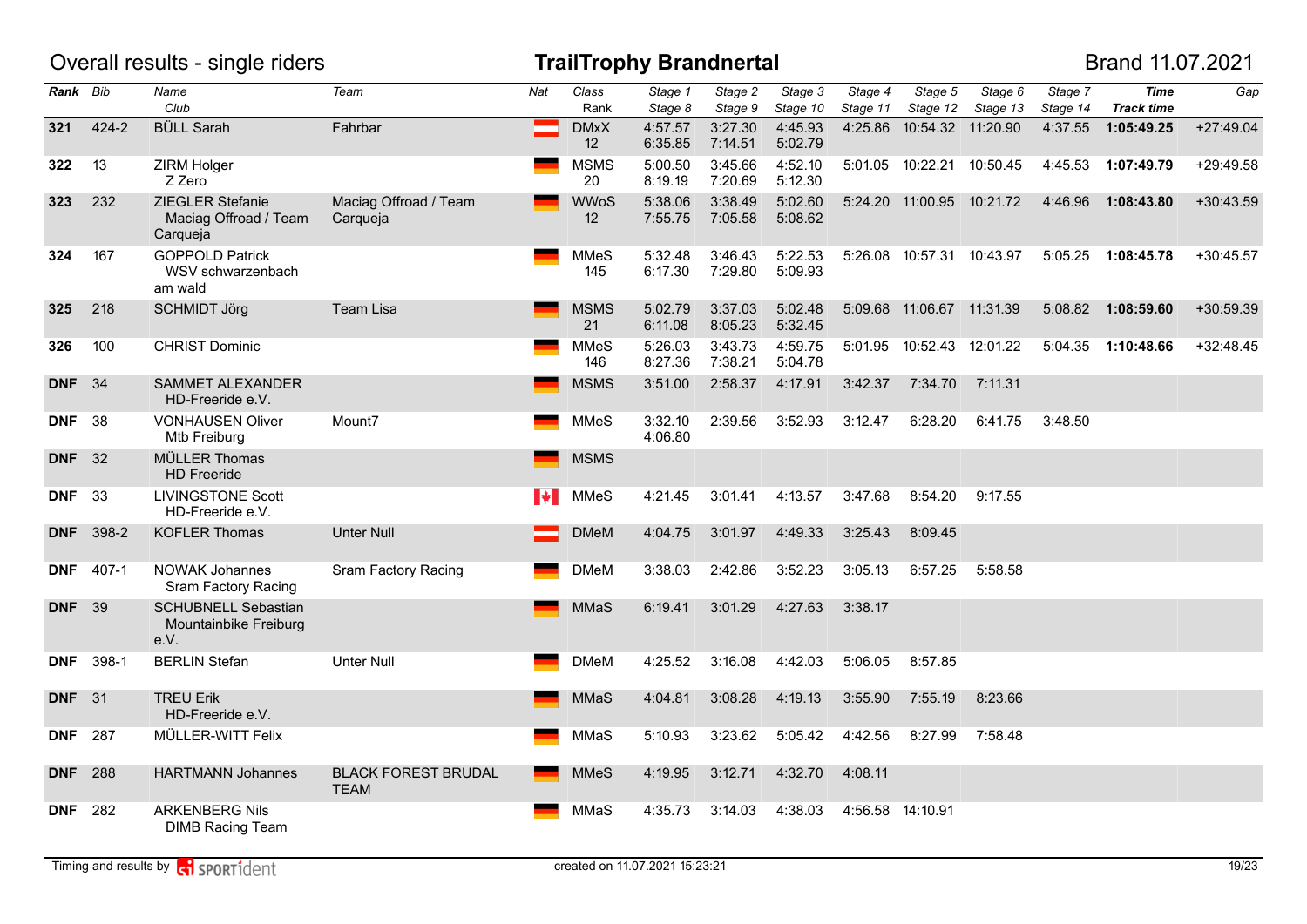# Overall results - single riders

## TrailTrophy Brandnertal

Brand 11.07.2021

| Rank | Bib | Name / Club | Team | Nat | Class / Rank | Stage 1 / Stage 8 | Stage 2 / Stage 9 | Stage 3 / Stage 10 | Stage 4 / Stage 11 | Stage 5 / Stage 12 | Stage 6 / Stage 13 | Stage 7 / Stage 14 | Time / Track time | Gap |
|---|---|---|---|---|---|---|---|---|---|---|---|---|---|---|
| **321** | 424-2 | BÜLL Sarah | Fahrbar | AUT | DMxX 12 | 4:57.57 6:35.85 | 3:27.30 7:14.51 | 4:45.93 5:02.79 | 4:25.86 | 10:54.32 | 11:20.90 | 4:37.55 | **1:05:49.25** | +27:49.04 |
| **322** | 13 | ZIRM Holger Z Zero | | GER | MSMS 20 | 5:00.50 8:19.19 | 3:45.66 7:20.69 | 4:52.10 5:12.30 | 5:01.05 | 10:22.21 | 10:50.45 | 4:45.53 | **1:07:49.79** | +29:49.58 |
| **323** | 232 | ZIEGLER Stefanie Maciag Offroad / Team Carqueja | Maciag Offroad / Team Carqueja | GER | WWoS 12 | 5:38.06 7:55.75 | 3:38.49 7:05.58 | 5:02.60 5:08.62 | 5:24.20 | 11:00.95 | 10:21.72 | 4:46.96 | **1:08:43.80** | +30:43.59 |
| **324** | 167 | GOPPOLD Patrick WSV schwarzenbach am wald | | GER | MMeS 145 | 5:32.48 6:17.30 | 3:46.43 7:29.80 | 5:22.53 5:09.93 | 5:26.08 | 10:57.31 | 10:43.97 | 5:05.25 | **1:08:45.78** | +30:45.57 |
| **325** | 218 | SCHMIDT Jörg | Team Lisa | GER | MSMS 21 | 5:02.79 6:11.08 | 3:37.03 8:05.23 | 5:02.48 5:32.45 | 5:09.68 | 11:06.67 | 11:31.39 | 5:08.82 | **1:08:59.60** | +30:59.39 |
| **326** | 100 | CHRIST Dominic | | GER | MMeS 146 | 5:26.03 8:27.36 | 3:43.73 7:38.21 | 4:59.75 5:04.78 | 5:01.95 | 10:52.43 | 12:01.22 | 5:04.35 | **1:10:48.66** | +32:48.45 |
| **DNF** | 34 | SAMMET ALEXANDER HD-Freeride e.V. | | GER | MSMS | 3:51.00 | 2:58.37 | 4:17.91 | 3:42.37 | 7:34.70 | 7:11.31 | | | |
| **DNF** | 38 | VONHAUSEN Oliver Mtb Freiburg | Mount7 | GER | MMeS | 3:32.10 4:06.80 | 2:39.56 | 3:52.93 | 3:12.47 | 6:28.20 | 6:41.75 | 3:48.50 | | |
| **DNF** | 32 | MÜLLER Thomas HD Freeride | | GER | MSMS | | | | | | | | | |
| **DNF** | 33 | LIVINGSTONE Scott HD-Freeride e.V. | | CAN | MMeS | 4:21.45 | 3:01.41 | 4:13.57 | 3:47.68 | 8:54.20 | 9:17.55 | | | |
| **DNF** | 398-2 | KOFLER Thomas | Unter Null | AUT | DMeM | 4:04.75 | 3:01.97 | 4:49.33 | 3:25.43 | 8:09.45 | | | | |
| **DNF** | 407-1 | NOWAK Johannes Sram Factory Racing | Sram Factory Racing | GER | DMeM | 3:38.03 | 2:42.86 | 3:52.23 | 3:05.13 | 6:57.25 | 5:58.58 | | | |
| **DNF** | 39 | SCHUBNELL Sebastian Mountainbike Freiburg e.V. | | GER | MMaS | 6:19.41 | 3:01.29 | 4:27.63 | 3:38.17 | | | | | |
| **DNF** | 398-1 | BERLIN Stefan | Unter Null | GER | DMeM | 4:25.52 | 3:16.08 | 4:42.03 | 5:06.05 | 8:57.85 | | | | |
| **DNF** | 31 | TREU Erik HD-Freeride e.V. | | GER | MMaS | 4:04.81 | 3:08.28 | 4:19.13 | 3:55.90 | 7:55.19 | 8:23.66 | | | |
| **DNF** | 287 | MÜLLER-WITT Felix | | GER | MMaS | 5:10.93 | 3:23.62 | 5:05.42 | 4:42.56 | 8:27.99 | 7:58.48 | | | |
| **DNF** | 288 | HARTMANN Johannes | BLACK FOREST BRUDAL TEAM | GER | MMeS | 4:19.95 | 3:12.71 | 4:32.70 | 4:08.11 | | | | | |
| **DNF** | 282 | ARKENBERG Nils DIMB Racing Team | | GER | MMaS | 4:35.73 | 3:14.03 | 4:38.03 | 4:56.58 | 14:10.91 | | | | |

Timing and results by SPORTident — created on 11.07.2021 15:23:21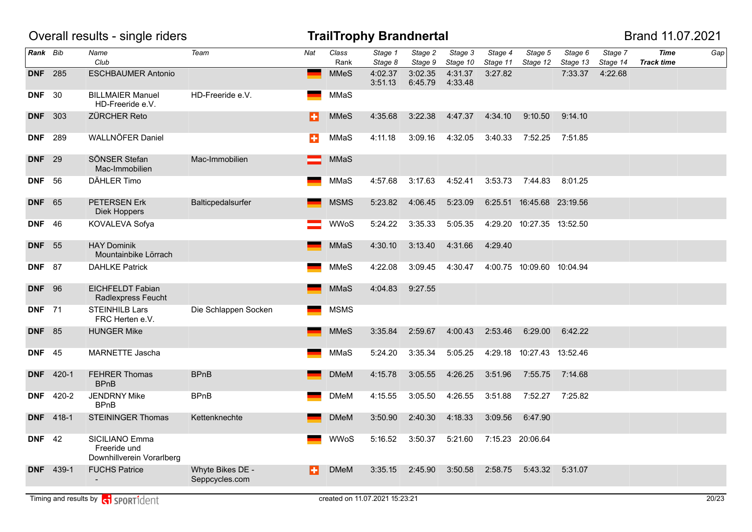# Overall results - single riders

## TrailTrophy Brandnertal

Brand 11.07.2021

| Rank | Bib | Name / Club | Team | Nat | Class / Rank | Stage 1 / Stage 8 | Stage 2 / Stage 9 | Stage 3 / Stage 10 | Stage 4 / Stage 11 | Stage 5 / Stage 12 | Stage 6 / Stage 13 | Stage 7 / Stage 14 | Time / Track time | Gap |
|---|---|---|---|---|---|---|---|---|---|---|---|---|---|---|
| DNF | 285 | ESCHBAUMER Antonio | | | MMeS | 4:02.37 / 3:51.13 | 3:02.35 / 6:45.79 | 4:31.37 / 4:33.48 | 3:27.82 | | 7:33.37 | 4:22.68 | | |
| DNF | 30 | BILLMAIER Manuel / HD-Freeride e.V. | HD-Freeride e.V. | | MMaS | | | | | | | | | |
| DNF | 303 | ZÜRCHER Reto | | | MMeS | 4:35.68 | 3:22.38 | 4:47.37 | 4:34.10 | 9:10.50 | 9:14.10 | | | |
| DNF | 289 | WALLNÖFER Daniel | | | MMaS | 4:11.18 | 3:09.16 | 4:32.05 | 3:40.33 | 7:52.25 | 7:51.85 | | | |
| DNF | 29 | SÖNSER Stefan / Mac-Immobilien | Mac-Immobilien | | MMaS | | | | | | | | | |
| DNF | 56 | DÄHLER Timo | | | MMaS | 4:57.68 | 3:17.63 | 4:52.41 | 3:53.73 | 7:44.83 | 8:01.25 | | | |
| DNF | 65 | PETERSEN Erk / Diek Hoppers | Balticpedalsurfer | | MSMS | 5:23.82 | 4:06.45 | 5:23.09 | 6:25.51 | 16:45.68 | 23:19.56 | | | |
| DNF | 46 | KOVALEVA Sofya | | | WWoS | 5:24.22 | 3:35.33 | 5:05.35 | 4:29.20 | 10:27.35 | 13:52.50 | | | |
| DNF | 55 | HAY Dominik / Mountainbike Lörrach | | | MMaS | 4:30.10 | 3:13.40 | 4:31.66 | 4:29.40 | | | | | |
| DNF | 87 | DAHLKE Patrick | | | MMeS | 4:22.08 | 3:09.45 | 4:30.47 | 4:00.75 | 10:09.60 | 10:04.94 | | | |
| DNF | 96 | EICHFELDT Fabian / Radlexpress Feucht | | | MMaS | 4:04.83 | 9:27.55 | | | | | | | |
| DNF | 71 | STEINHILB Lars / FRC Herten e.V. | Die Schlappen Socken | | MSMS | | | | | | | | | |
| DNF | 85 | HUNGER Mike | | | MMeS | 3:35.84 | 2:59.67 | 4:00.43 | 2:53.46 | 6:29.00 | 6:42.22 | | | |
| DNF | 45 | MARNETTE Jascha | | | MMaS | 5:24.20 | 3:35.34 | 5:05.25 | 4:29.18 | 10:27.43 | 13:52.46 | | | |
| DNF | 420-1 | FEHRER Thomas / BPnB | BPnB | | DMeM | 4:15.78 | 3:05.55 | 4:26.25 | 3:51.96 | 7:55.75 | 7:14.68 | | | |
| DNF | 420-2 | JENDRNY Mike / BPnB | BPnB | | DMeM | 4:15.55 | 3:05.50 | 4:26.55 | 3:51.88 | 7:52.27 | 7:25.82 | | | |
| DNF | 418-1 | STEININGER Thomas | Kettenknechte | | DMeM | 3:50.90 | 2:40.30 | 4:18.33 | 3:09.56 | 6:47.90 | | | | |
| DNF | 42 | SICILIANO Emma / Freeride und Downhillverein Vorarlberg | | | WWoS | 5:16.52 | 3:50.37 | 5:21.60 | 7:15.23 | 20:06.64 | | | | |
| DNF | 439-1 | FUCHS Patrice / - | Whyte Bikes DE - Seppcycles.com | | DMeM | 3:35.15 | 2:45.90 | 3:50.58 | 2:58.75 | 5:43.32 | 5:31.07 | | | |

Timing and results by SPORTident — created on 11.07.2021 15:23:21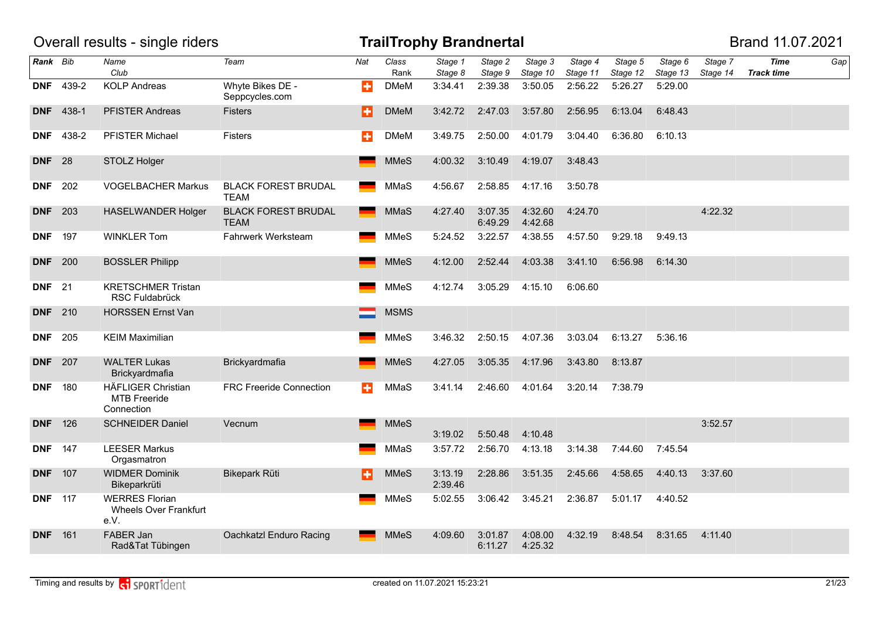# Overall results - single riders

## TrailTrophy Brandnertal

Brand 11.07.2021

| Rank | Bib | Name<br>Club | Team | Nat | Class<br>Rank | Stage 1<br>Stage 8 | Stage 2<br>Stage 9 | Stage 3<br>Stage 10 | Stage 4<br>Stage 11 | Stage 5<br>Stage 12 | Stage 6<br>Stage 13 | Stage 7<br>Stage 14 | Time<br>Track time | Gap |
|---|---|---|---|---|---|---|---|---|---|---|---|---|---|---|
| DNF | 439-2 | KOLP Andreas | Whyte Bikes DE - Seppcycles.com | | DMeM | 3:34.41 | 2:39.38 | 3:50.05 | 2:56.22 | 5:26.27 | 5:29.00 | | | |
| DNF | 438-1 | PFISTER Andreas | Fisters | | DMeM | 3:42.72 | 2:47.03 | 3:57.80 | 2:56.95 | 6:13.04 | 6:48.43 | | | |
| DNF | 438-2 | PFISTER Michael | Fisters | | DMeM | 3:49.75 | 2:50.00 | 4:01.79 | 3:04.40 | 6:36.80 | 6:10.13 | | | |
| DNF | 28 | STOLZ Holger | | | MMeS | 4:00.32 | 3:10.49 | 4:19.07 | 3:48.43 | | | | | |
| DNF | 202 | VOGELBACHER Markus | BLACK FOREST BRUDAL TEAM | | MMaS | 4:56.67 | 2:58.85 | 4:17.16 | 3:50.78 | | | | | |
| DNF | 203 | HASELWANDER Holger | BLACK FOREST BRUDAL TEAM | | MMaS | 4:27.40 | 3:07.35<br>6:49.29 | 4:32.60<br>4:42.68 | 4:24.70 | | | 4:22.32 | | |
| DNF | 197 | WINKLER Tom | Fahrwerk Werksteam | | MMeS | 5:24.52 | 3:22.57 | 4:38.55 | 4:57.50 | 9:29.18 | 9:49.13 | | | |
| DNF | 200 | BOSSLER Philipp | | | MMeS | 4:12.00 | 2:52.44 | 4:03.38 | 3:41.10 | 6:56.98 | 6:14.30 | | | |
| DNF | 21 | KRETSCHMER Tristan<br>RSC Fuldabrück | | | MMeS | 4:12.74 | 3:05.29 | 4:15.10 | 6:06.60 | | | | | |
| DNF | 210 | HORSSEN Ernst Van | | | MSMS | | | | | | | | | |
| DNF | 205 | KEIM Maximilian | | | MMeS | 3:46.32 | 2:50.15 | 4:07.36 | 3:03.04 | 6:13.27 | 5:36.16 | | | |
| DNF | 207 | WALTER Lukas<br>Brickyardmafia | Brickyardmafia | | MMeS | 4:27.05 | 3:05.35 | 4:17.96 | 3:43.80 | 8:13.87 | | | | |
| DNF | 180 | HÄFLIGER Christian<br>MTB Freeride Connection | FRC Freeride Connection | | MMaS | 3:41.14 | 2:46.60 | 4:01.64 | 3:20.14 | 7:38.79 | | | | |
| DNF | 126 | SCHNEIDER Daniel | Vecnum | | MMeS | <br>3:19.02 | <br>5:50.48 | <br>4:10.48 | | | | 3:52.57 | | |
| DNF | 147 | LEESER Markus<br>Orgasmatron | | | MMaS | 3:57.72 | 2:56.70 | 4:13.18 | 3:14.38 | 7:44.60 | 7:45.54 | | | |
| DNF | 107 | WIDMER Dominik<br>Bikeparkrüti | Bikepark Rüti | | MMeS | 3:13.19<br>2:39.46 | 2:28.86 | 3:51.35 | 2:45.66 | 4:58.65 | 4:40.13 | 3:37.60 | | |
| DNF | 117 | WERRES Florian<br>Wheels Over Frankfurt e.V. | | | MMeS | 5:02.55 | 3:06.42 | 3:45.21 | 2:36.87 | 5:01.17 | 4:40.52 | | | |
| DNF | 161 | FABER Jan<br>Rad&Tat Tübingen | Oachkatzl Enduro Racing | | MMeS | 4:09.60 | 3:01.87<br>6:11.27 | 4:08.00<br>4:25.32 | 4:32.19 | 8:48.54 | 8:31.65 | 4:11.40 | | |

Timing and results by SPORTident — created on 11.07.2021 15:23:21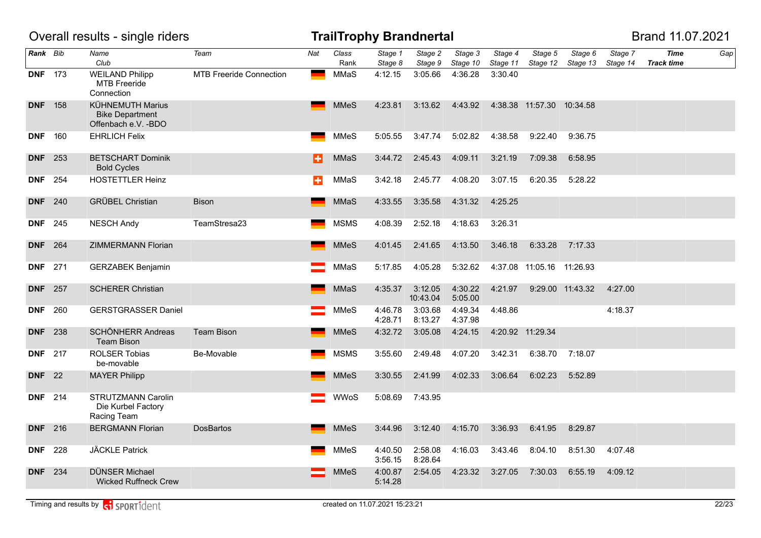Overall results - single riders

# TrailTrophy Brandnertal

Brand 11.07.2021

| Rank | Bib | Name / Club | Team | Nat | Class / Rank | Stage 1 / Stage 8 | Stage 2 / Stage 9 | Stage 3 / Stage 10 | Stage 4 / Stage 11 | Stage 5 / Stage 12 | Stage 6 / Stage 13 | Stage 7 / Stage 14 | Time / Track time | Gap |
|---|---|---|---|---|---|---|---|---|---|---|---|---|---|---|
| DNF | 173 | WEILAND Philipp / MTB Freeride Connection | MTB Freeride Connection | GER | MMaS | 4:12.15 | 3:05.66 | 4:36.28 | 3:30.40 | | | | | |
| DNF | 158 | KÜHNEMUTH Marius / Bike Department Offenbach e.V. -BDO | | GER | MMeS | 4:23.81 | 3:13.62 | 4:43.92 | 4:38.38 | 11:57.30 | 10:34.58 | | | |
| DNF | 160 | EHRLICH Felix | | GER | MMeS | 5:05.55 | 3:47.74 | 5:02.82 | 4:38.58 | 9:22.40 | 9:36.75 | | | |
| DNF | 253 | BETSCHART Dominik / Bold Cycles | | SUI | MMaS | 3:44.72 | 2:45.43 | 4:09.11 | 3:21.19 | 7:09.38 | 6:58.95 | | | |
| DNF | 254 | HOSTETTLER Heinz | | SUI | MMaS | 3:42.18 | 2:45.77 | 4:08.20 | 3:07.15 | 6:20.35 | 5:28.22 | | | |
| DNF | 240 | GRÜBEL Christian | Bison | GER | MMaS | 4:33.55 | 3:35.58 | 4:31.32 | 4:25.25 | | | | | |
| DNF | 245 | NESCH Andy | TeamStresa23 | GER | MSMS | 4:08.39 | 2:52.18 | 4:18.63 | 3:26.31 | | | | | |
| DNF | 264 | ZIMMERMANN Florian | | GER | MMeS | 4:01.45 | 2:41.65 | 4:13.50 | 3:46.18 | 6:33.28 | 7:17.33 | | | |
| DNF | 271 | GERZABEK Benjamin | | AUT | MMaS | 5:17.85 | 4:05.28 | 5:32.62 | 4:37.08 | 11:05.16 | 11:26.93 | | | |
| DNF | 257 | SCHERER Christian | | GER | MMaS | 4:35.37 | 3:12.05 / 10:43.04 | 4:30.22 / 5:05.00 | 4:21.97 | 9:29.00 | 11:43.32 | 4:27.00 | | |
| DNF | 260 | GERSTGRASSER Daniel | | AUT | MMeS | 4:46.78 / 4:28.71 | 3:03.68 / 8:13.27 | 4:49.34 / 4:37.98 | 4:48.86 | | | 4:18.37 | | |
| DNF | 238 | SCHÖNHERR Andreas / Team Bison | Team Bison | GER | MMeS | 4:32.72 | 3:05.08 | 4:24.15 | 4:20.92 | 11:29.34 | | | | |
| DNF | 217 | ROLSER Tobias / be-movable | Be-Movable | GER | MSMS | 3:55.60 | 2:49.48 | 4:07.20 | 3:42.31 | 6:38.70 | 7:18.07 | | | |
| DNF | 22 | MAYER Philipp | | GER | MMeS | 3:30.55 | 2:41.99 | 4:02.33 | 3:06.64 | 6:02.23 | 5:52.89 | | | |
| DNF | 214 | STRUTZMANN Carolin / Die Kurbel Factory Racing Team | | AUT | WWoS | 5:08.69 | 7:43.95 | | | | | | | |
| DNF | 216 | BERGMANN Florian | DosBartos | GER | MMeS | 3:44.96 | 3:12.40 | 4:15.70 | 3:36.93 | 6:41.95 | 8:29.87 | | | |
| DNF | 228 | JÄCKLE Patrick | | GER | MMeS | 4:40.50 / 3:56.15 | 2:58.08 / 8:28.64 | 4:16.03 | 3:43.46 | 8:04.10 | 8:51.30 | 4:07.48 | | |
| DNF | 234 | DÜNSER Michael / Wicked Ruffneck Crew | | AUT | MMeS | 4:00.87 / 5:14.28 | 2:54.05 | 4:23.32 | 3:27.05 | 7:30.03 | 6:55.19 | 4:09.12 | | |

Timing and results by SPORTident — created on 11.07.2021 15:23:21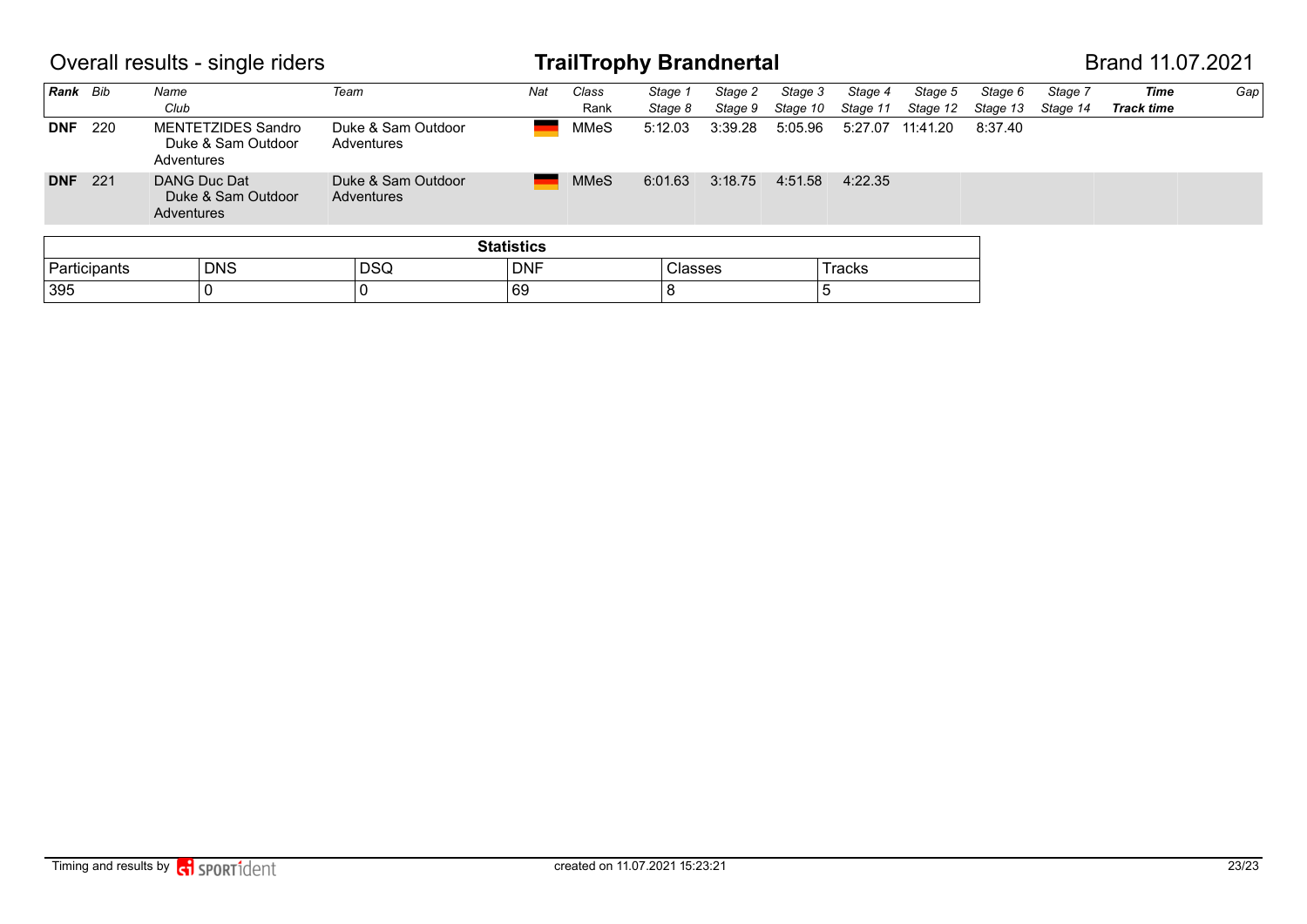Overall results - single riders

# TrailTrophy Brandnertal

Brand 11.07.2021

| *Rank* | *Bib* | *Name* / *Club* | *Team* | *Nat* | *Class* / *Rank* | *Stage 1* / *Stage 8* | *Stage 2* / *Stage 9* | *Stage 3* / *Stage 10* | *Stage 4* / *Stage 11* | *Stage 5* / *Stage 12* | *Stage 6* / *Stage 13* | *Stage 7* / *Stage 14* | ***Time*** / ***Track time*** | *Gap* |
|---|---|---|---|---|---|---|---|---|---|---|---|---|---|---|
| **DNF** | 220 | MENTETZIDES Sandro / Duke & Sam Outdoor Adventures | Duke & Sam Outdoor Adventures | | MMeS | 5:12.03 | 3:39.28 | 5:05.96 | 5:27.07 | 11:41.20 | 8:37.40 | | | |
| **DNF** | 221 | DANG Duc Dat / Duke & Sam Outdoor Adventures | Duke & Sam Outdoor Adventures | | MMeS | 6:01.63 | 3:18.75 | 4:51.58 | 4:22.35 | | | | | |

**Statistics**

| Participants | DNS | DSQ | DNF | Classes | Tracks |
|---|---|---|---|---|---|
| 395 | 0 | 0 | 69 | 8 | 5 |

Timing and results by SPORTident

created on 11.07.2021 15:23:21